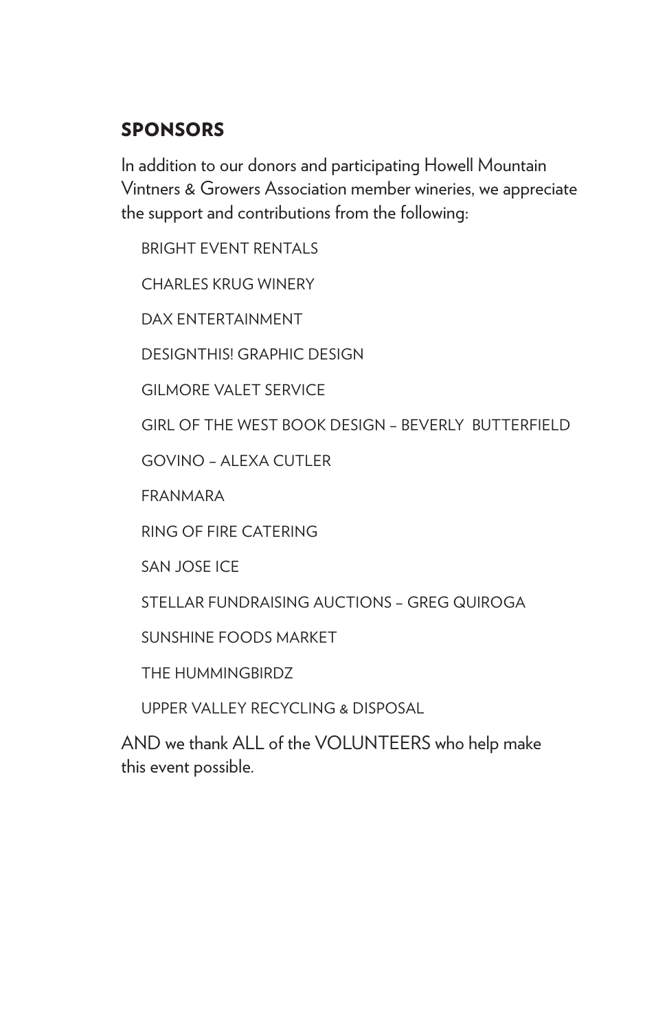## SPONSORS

In addition to our donors and participating Howell Mountain Vintners & Growers Association member wineries, we appreciate the support and contributions from the following:

BRIGHT EVENT RENTALS

CHARLES KRUG WINERY

DAX ENTERTAINMENT

DESIGNTHIS! GRAPHIC DESIGN

GILMORE VALET SERVICE

GIRL OF THE WEST BOOK DESIGN – BEVERLY BUTTERFIELD

GOVINO – ALEXA CUTLER

FRANMARA

RING OF FIRE CATERING

SAN JOSE ICE

STELLAR FUNDRAISING AUCTIONS – GREG QUIROGA

SUNSHINE FOODS MARKET

THE HUMMINGBIRDZ

UPPER VALLEY RECYCLING & DISPOSAL

AND we thank ALL of the VOLUNTEERS who help make this event possible.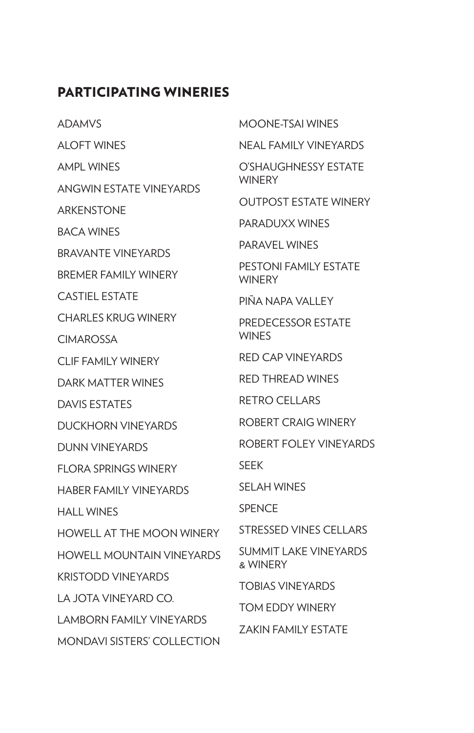## PARTICIPATING WINERIES

ADAMVS

ALOFT WINES

AMPL WINES

ANGWIN ESTATE VINEYARDS

ARKENSTONE

BACA WINES

BRAVANTE VINEYARDS

BREMER FAMILY WINERY

CASTIEL ESTATE

CHARLES KRUG WINERY

CIMAROSSA

CLIF FAMILY WINERY

DARK MATTER WINES

DAVIS ESTATES

DUCKHORN VINEYARDS

DUNN VINEYARDS

FLORA SPRINGS WINERY

HABER FAMILY VINEYARDS

HALL WINES

HOWELL AT THE MOON WINERY

HOWELL MOUNTAIN VINEYARDS

KRISTODD VINEYARDS

LA JOTA VINEYARD CO.

LAMBORN FAMILY VINEYARDS

MONDAVI SISTERS' COLLECTION

MOONE-TSAI WINES

NEAL FAMILY VINEYARDS

O'SHAUGHNESSY ESTATE WINERY

OUTPOST ESTATE WINERY

PARADUXX WINES

PARAVEL WINES

PESTONI FAMILY ESTATE WINERY

PIÑA NAPA VALLEY

PREDECESSOR ESTATE WINES

RED CAP VINEYARDS

RED THREAD WINES

RETRO CELLARS

ROBERT CRAIG WINERY

ROBERT FOLEY VINEYARDS

SEEK

SELAH WINES

SPENCE

STRESSED VINES CELLARS

SUMMIT LAKE VINEYARDS & WINERY

TOBIAS VINEYARDS

TOM EDDY WINERY

ZAKIN FAMILY ESTATE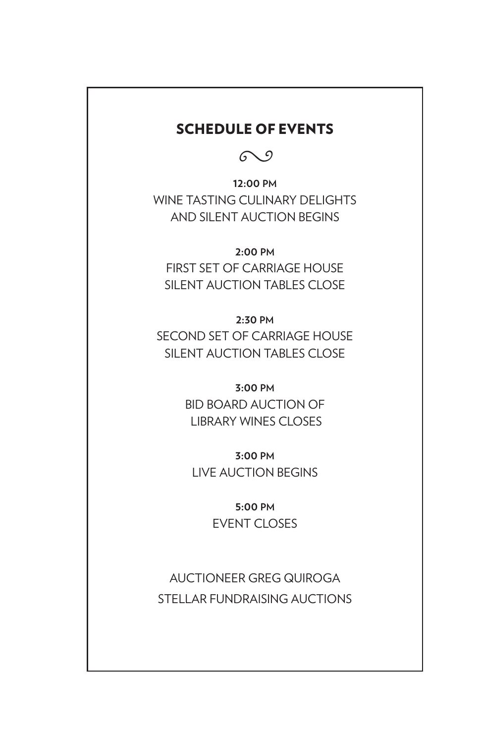## SCHEDULE OF EVENTS

**12:00 PM**
WINE TASTING CULINARY DELIGHTS
AND SILENT AUCTION BEGINS

**2:00 PM**
FIRST SET OF CARRIAGE HOUSE
SILENT AUCTION TABLES CLOSE

**2:30 PM**
SECOND SET OF CARRIAGE HOUSE
SILENT AUCTION TABLES CLOSE

**3:00 PM**
BID BOARD AUCTION OF
LIBRARY WINES CLOSES

**3:00 PM**
LIVE AUCTION BEGINS

**5:00 PM**
EVENT CLOSES

AUCTIONEER GREG QUIROGA
STELLAR FUNDRAISING AUCTIONS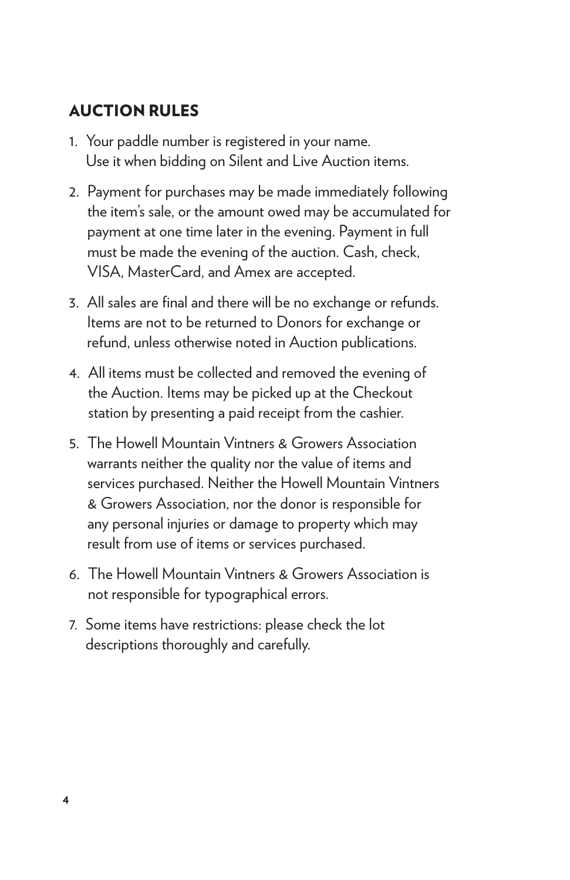## AUCTION RULES

1. Your paddle number is registered in your name. Use it when bidding on Silent and Live Auction items.
2. Payment for purchases may be made immediately following the item's sale, or the amount owed may be accumulated for payment at one time later in the evening. Payment in full must be made the evening of the auction. Cash, check, VISA, MasterCard, and Amex are accepted.
3. All sales are final and there will be no exchange or refunds. Items are not to be returned to Donors for exchange or refund, unless otherwise noted in Auction publications.
4. All items must be collected and removed the evening of the Auction. Items may be picked up at the Checkout station by presenting a paid receipt from the cashier.
5. The Howell Mountain Vintners & Growers Association warrants neither the quality nor the value of items and services purchased. Neither the Howell Mountain Vintners & Growers Association, nor the donor is responsible for any personal injuries or damage to property which may result from use of items or services purchased.
6. The Howell Mountain Vintners & Growers Association is not responsible for typographical errors.
7. Some items have restrictions: please check the lot descriptions thoroughly and carefully.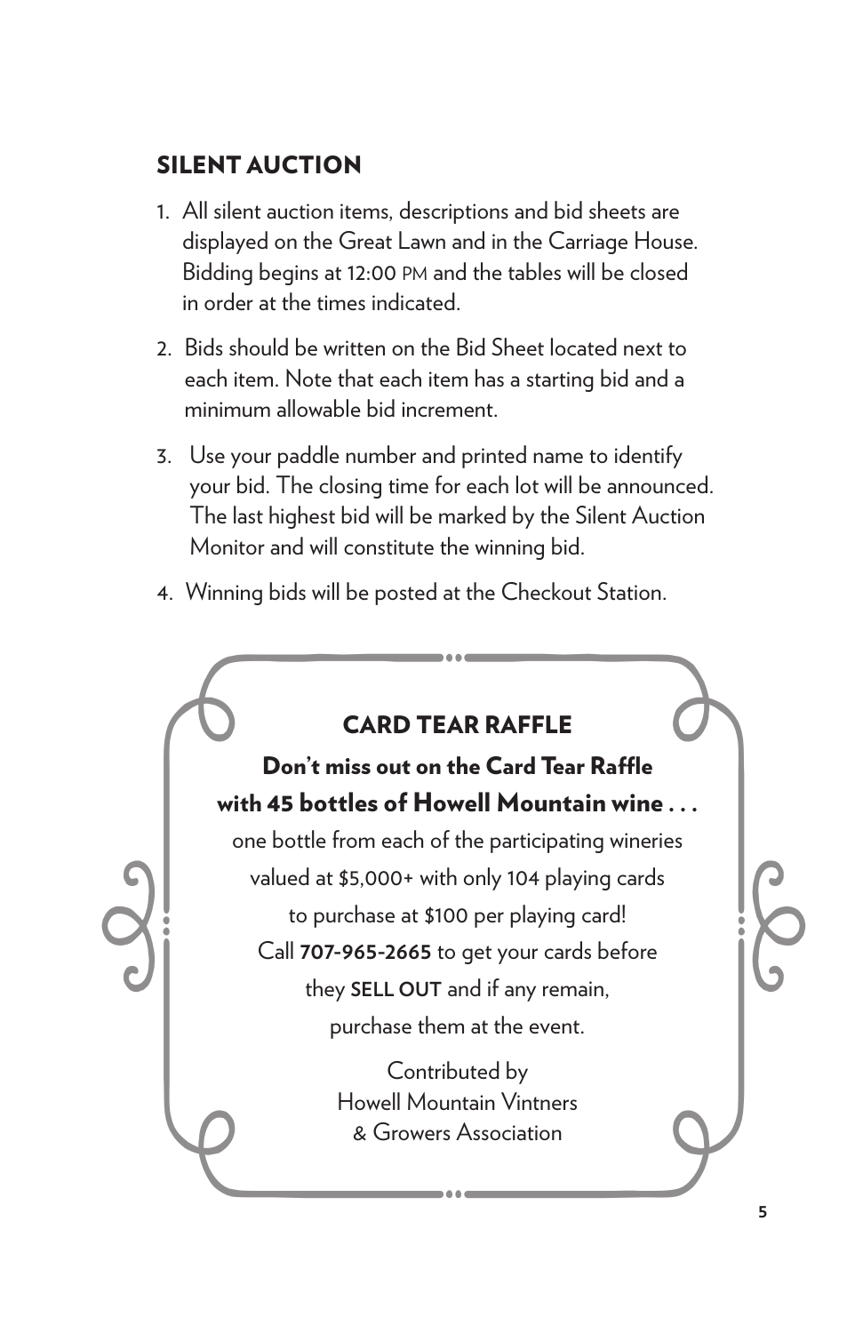## SILENT AUCTION

1. All silent auction items, descriptions and bid sheets are displayed on the Great Lawn and in the Carriage House. Bidding begins at 12:00 PM and the tables will be closed in order at the times indicated.
2. Bids should be written on the Bid Sheet located next to each item. Note that each item has a starting bid and a minimum allowable bid increment.
3. Use your paddle number and printed name to identify your bid. The closing time for each lot will be announced. The last highest bid will be marked by the Silent Auction Monitor and will constitute the winning bid.
4. Winning bids will be posted at the Checkout Station.

## CARD TEAR RAFFLE

**Don't miss out on the Card Tear Raffle with 45 bottles of Howell Mountain wine . . .**

one bottle from each of the participating wineries valued at $5,000+ with only 104 playing cards to purchase at $100 per playing card! Call **707-965-2665** to get your cards before they **SELL OUT** and if any remain, purchase them at the event.

Contributed by
Howell Mountain Vintners
& Growers Association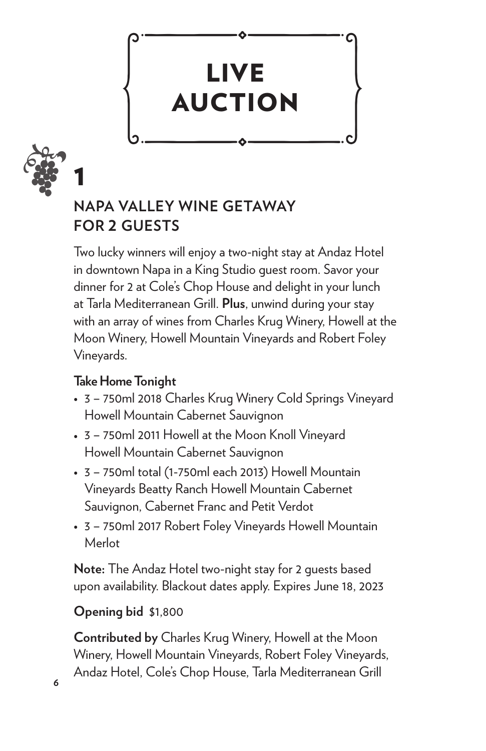# LIVE AUCTION

## 1

### NAPA VALLEY WINE GETAWAY FOR 2 GUESTS

Two lucky winners will enjoy a two-night stay at Andaz Hotel in downtown Napa in a King Studio guest room. Savor your dinner for 2 at Cole's Chop House and delight in your lunch at Tarla Mediterranean Grill. **Plus**, unwind during your stay with an array of wines from Charles Krug Winery, Howell at the Moon Winery, Howell Mountain Vineyards and Robert Foley Vineyards.

**Take Home Tonight**

- 3 – 750ml 2018 Charles Krug Winery Cold Springs Vineyard Howell Mountain Cabernet Sauvignon
- 3 – 750ml 2011 Howell at the Moon Knoll Vineyard Howell Mountain Cabernet Sauvignon
- 3 – 750ml total (1-750ml each 2013) Howell Mountain Vineyards Beatty Ranch Howell Mountain Cabernet Sauvignon, Cabernet Franc and Petit Verdot
- 3 – 750ml 2017 Robert Foley Vineyards Howell Mountain Merlot

**Note:** The Andaz Hotel two-night stay for 2 guests based upon availability. Blackout dates apply. Expires June 18, 2023

**Opening bid** $1,800

**Contributed by** Charles Krug Winery, Howell at the Moon Winery, Howell Mountain Vineyards, Robert Foley Vineyards, Andaz Hotel, Cole's Chop House, Tarla Mediterranean Grill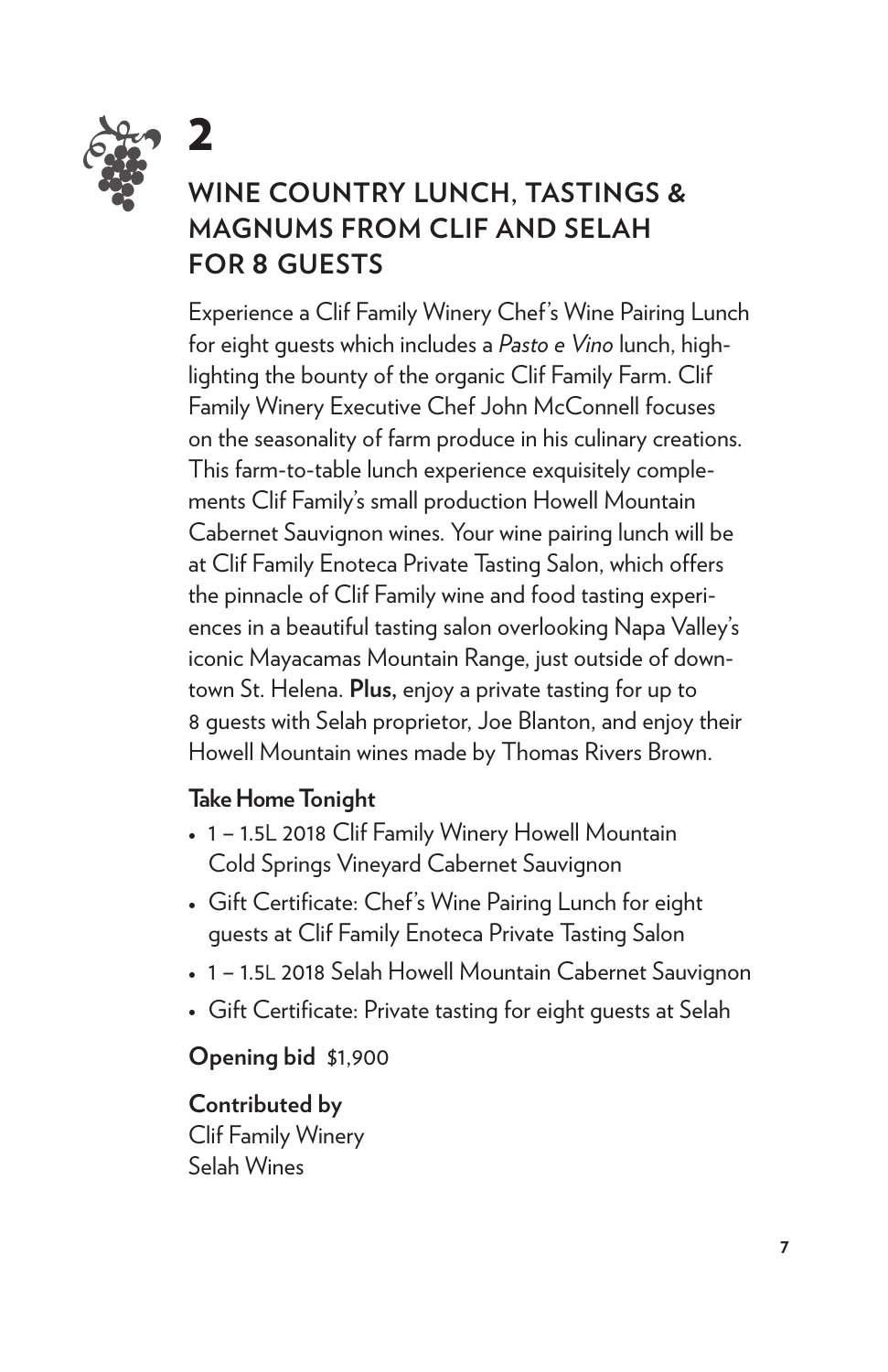# 2

## WINE COUNTRY LUNCH, TASTINGS & MAGNUMS FROM CLIF AND SELAH FOR 8 GUESTS

Experience a Clif Family Winery Chef's Wine Pairing Lunch for eight guests which includes a *Pasto e Vino* lunch, highlighting the bounty of the organic Clif Family Farm. Clif Family Winery Executive Chef John McConnell focuses on the seasonality of farm produce in his culinary creations. This farm-to-table lunch experience exquisitely complements Clif Family's small production Howell Mountain Cabernet Sauvignon wines. Your wine pairing lunch will be at Clif Family Enoteca Private Tasting Salon, which offers the pinnacle of Clif Family wine and food tasting experiences in a beautiful tasting salon overlooking Napa Valley's iconic Mayacamas Mountain Range, just outside of downtown St. Helena. **Plus,** enjoy a private tasting for up to 8 guests with Selah proprietor, Joe Blanton, and enjoy their Howell Mountain wines made by Thomas Rivers Brown.

**Take Home Tonight**

- 1 – 1.5L 2018 Clif Family Winery Howell Mountain Cold Springs Vineyard Cabernet Sauvignon
- Gift Certificate: Chef's Wine Pairing Lunch for eight guests at Clif Family Enoteca Private Tasting Salon
- 1 – 1.5L 2018 Selah Howell Mountain Cabernet Sauvignon
- Gift Certificate: Private tasting for eight guests at Selah

**Opening bid** $1,900

**Contributed by**
Clif Family Winery
Selah Wines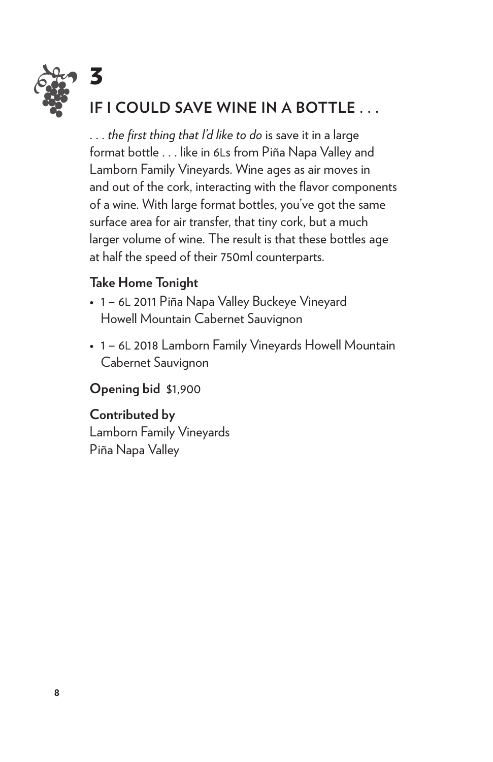# 3

## IF I COULD SAVE WINE IN A BOTTLE . . .

. . . *the first thing that I'd like to do* is save it in a large format bottle . . . like in 6Ls from Piña Napa Valley and Lamborn Family Vineyards. Wine ages as air moves in and out of the cork, interacting with the flavor components of a wine. With large format bottles, you've got the same surface area for air transfer, that tiny cork, but a much larger volume of wine. The result is that these bottles age at half the speed of their 750ml counterparts.

**Take Home Tonight**

- 1 – 6L 2011 Piña Napa Valley Buckeye Vineyard Howell Mountain Cabernet Sauvignon
- 1 – 6L 2018 Lamborn Family Vineyards Howell Mountain Cabernet Sauvignon

**Opening bid** $1,900

**Contributed by**
Lamborn Family Vineyards
Piña Napa Valley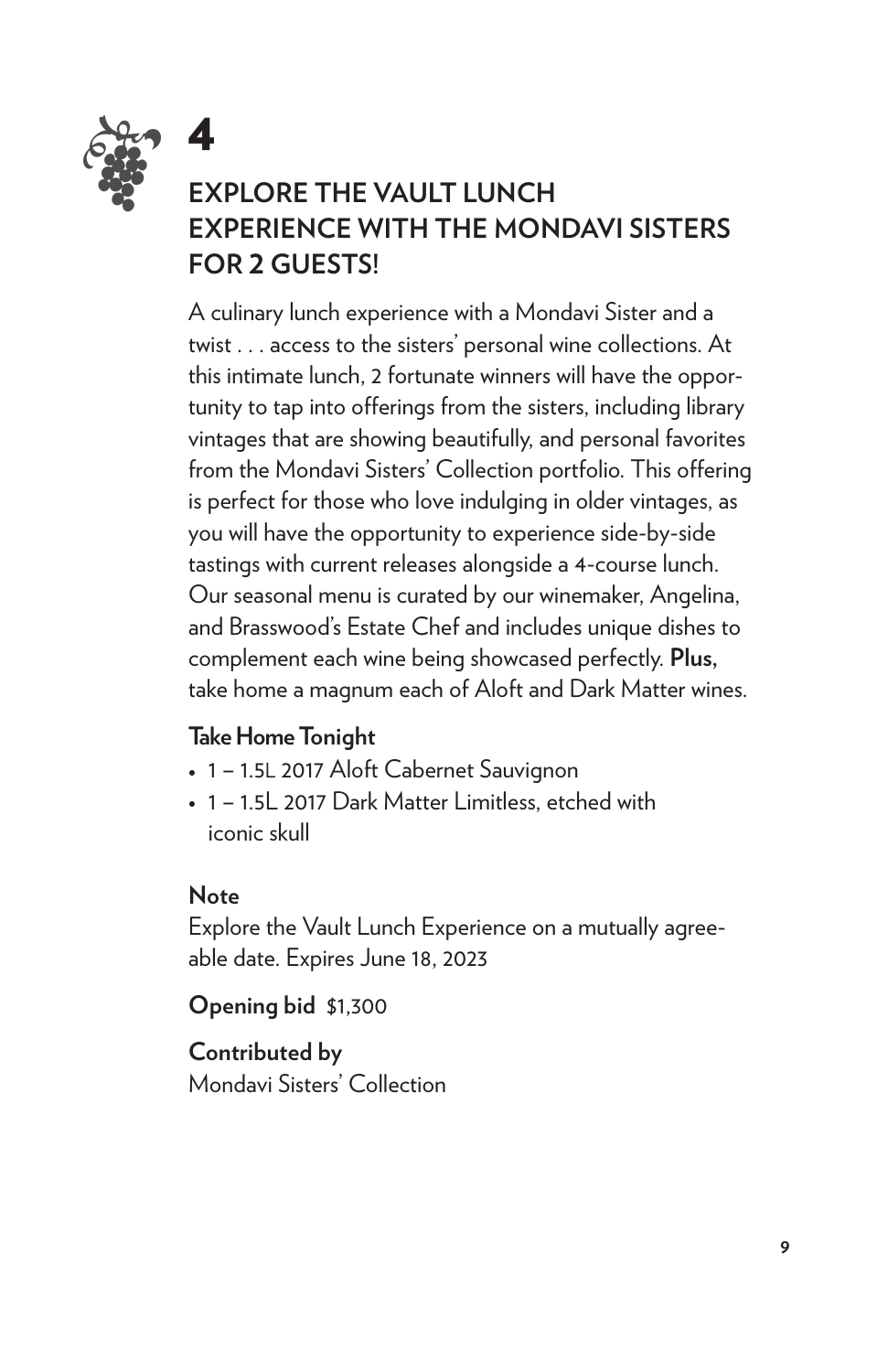# 4

## EXPLORE THE VAULT LUNCH EXPERIENCE WITH THE MONDAVI SISTERS FOR 2 GUESTS!

A culinary lunch experience with a Mondavi Sister and a twist . . . access to the sisters' personal wine collections. At this intimate lunch, 2 fortunate winners will have the opportunity to tap into offerings from the sisters, including library vintages that are showing beautifully, and personal favorites from the Mondavi Sisters' Collection portfolio. This offering is perfect for those who love indulging in older vintages, as you will have the opportunity to experience side-by-side tastings with current releases alongside a 4-course lunch. Our seasonal menu is curated by our winemaker, Angelina, and Brasswood's Estate Chef and includes unique dishes to complement each wine being showcased perfectly. **Plus,** take home a magnum each of Aloft and Dark Matter wines.

**Take Home Tonight**

- 1 – 1.5L 2017 Aloft Cabernet Sauvignon
- 1 – 1.5L 2017 Dark Matter Limitless, etched with iconic skull

**Note**

Explore the Vault Lunch Experience on a mutually agreeable date. Expires June 18, 2023

**Opening bid** $1,300

**Contributed by**

Mondavi Sisters' Collection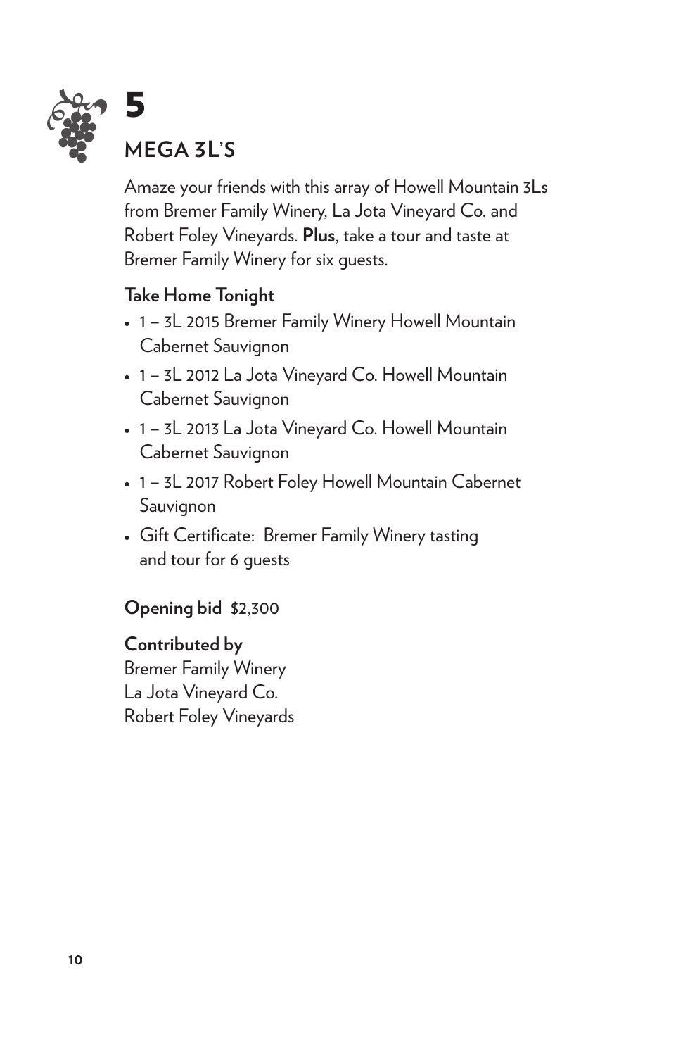# 5

## MEGA 3L'S

Amaze your friends with this array of Howell Mountain 3Ls from Bremer Family Winery, La Jota Vineyard Co. and Robert Foley Vineyards. **Plus**, take a tour and taste at Bremer Family Winery for six guests.

**Take Home Tonight**

- 1 – 3L 2015 Bremer Family Winery Howell Mountain Cabernet Sauvignon
- 1 – 3L 2012 La Jota Vineyard Co. Howell Mountain Cabernet Sauvignon
- 1 – 3L 2013 La Jota Vineyard Co. Howell Mountain Cabernet Sauvignon
- 1 – 3L 2017 Robert Foley Howell Mountain Cabernet Sauvignon
- Gift Certificate: Bremer Family Winery tasting and tour for 6 guests

**Opening bid** $2,300

**Contributed by**
Bremer Family Winery
La Jota Vineyard Co.
Robert Foley Vineyards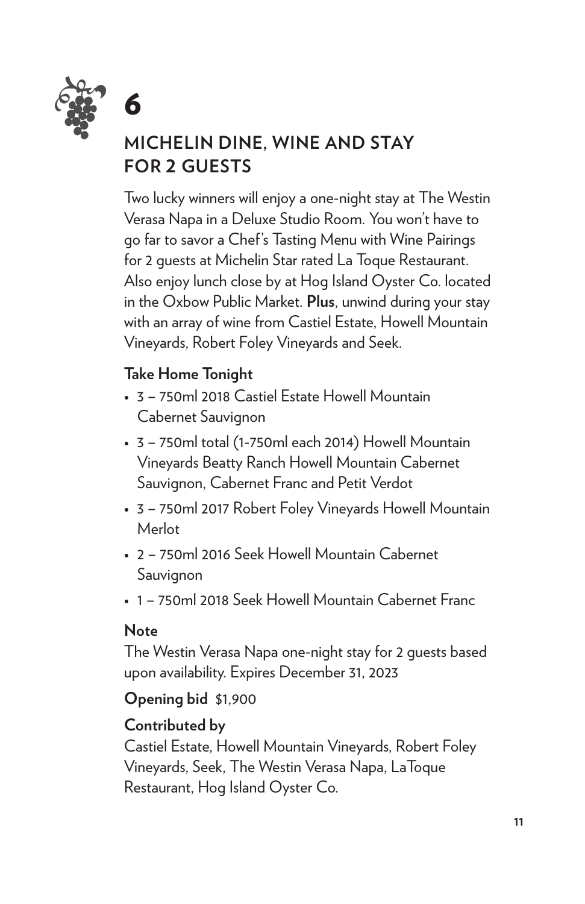# 6

## MICHELIN DINE, WINE AND STAY FOR 2 GUESTS

Two lucky winners will enjoy a one-night stay at The Westin Verasa Napa in a Deluxe Studio Room. You won't have to go far to savor a Chef's Tasting Menu with Wine Pairings for 2 guests at Michelin Star rated La Toque Restaurant. Also enjoy lunch close by at Hog Island Oyster Co. located in the Oxbow Public Market. **Plus**, unwind during your stay with an array of wine from Castiel Estate, Howell Mountain Vineyards, Robert Foley Vineyards and Seek.

**Take Home Tonight**

- 3 – 750ml 2018 Castiel Estate Howell Mountain Cabernet Sauvignon
- 3 – 750ml total (1-750ml each 2014) Howell Mountain Vineyards Beatty Ranch Howell Mountain Cabernet Sauvignon, Cabernet Franc and Petit Verdot
- 3 – 750ml 2017 Robert Foley Vineyards Howell Mountain Merlot
- 2 – 750ml 2016 Seek Howell Mountain Cabernet Sauvignon
- 1 – 750ml 2018 Seek Howell Mountain Cabernet Franc

**Note**

The Westin Verasa Napa one-night stay for 2 guests based upon availability. Expires December 31, 2023

**Opening bid** $1,900

**Contributed by**

Castiel Estate, Howell Mountain Vineyards, Robert Foley Vineyards, Seek, The Westin Verasa Napa, LaToque Restaurant, Hog Island Oyster Co.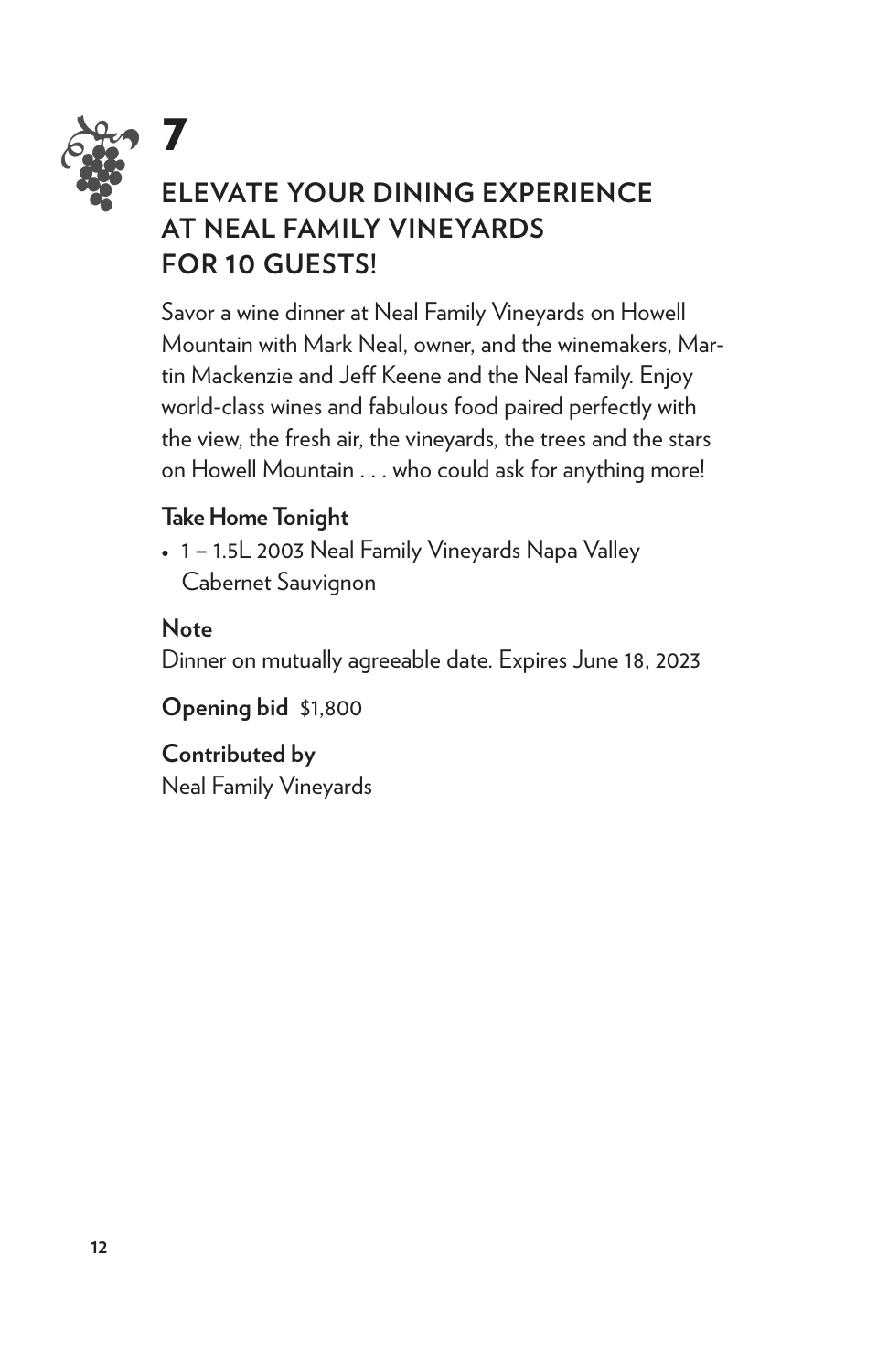# 7

## ELEVATE YOUR DINING EXPERIENCE AT NEAL FAMILY VINEYARDS FOR 10 GUESTS!

Savor a wine dinner at Neal Family Vineyards on Howell Mountain with Mark Neal, owner, and the winemakers, Martin Mackenzie and Jeff Keene and the Neal family. Enjoy world-class wines and fabulous food paired perfectly with the view, the fresh air, the vineyards, the trees and the stars on Howell Mountain . . . who could ask for anything more!

**Take Home Tonight**

- 1 – 1.5L 2003 Neal Family Vineyards Napa Valley Cabernet Sauvignon

**Note**

Dinner on mutually agreeable date. Expires June 18, 2023

**Opening bid** $1,800

**Contributed by**

Neal Family Vineyards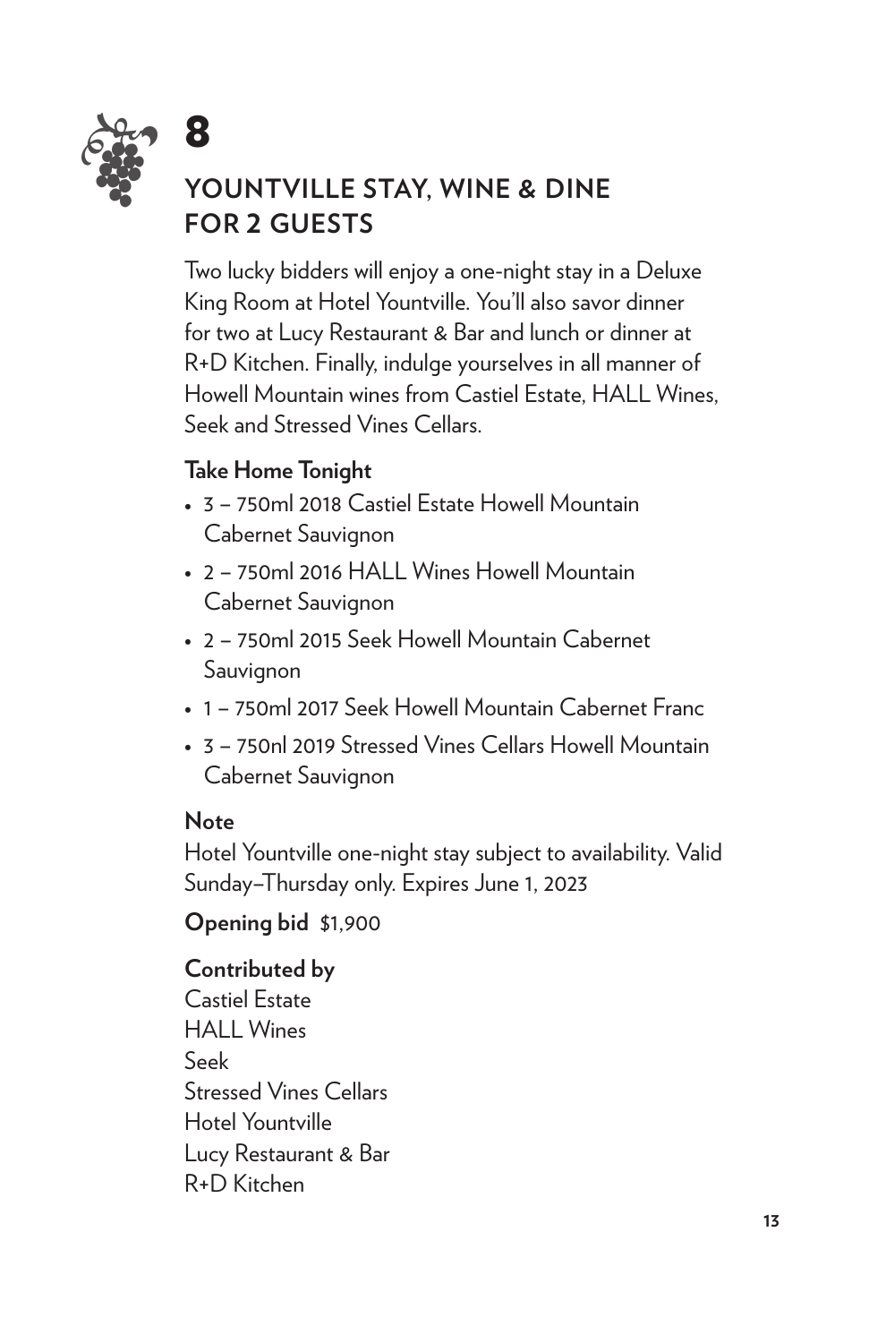# 8

## YOUNTVILLE STAY, WINE & DINE FOR 2 GUESTS

Two lucky bidders will enjoy a one-night stay in a Deluxe King Room at Hotel Yountville. You'll also savor dinner for two at Lucy Restaurant & Bar and lunch or dinner at R+D Kitchen. Finally, indulge yourselves in all manner of Howell Mountain wines from Castiel Estate, HALL Wines, Seek and Stressed Vines Cellars.

**Take Home Tonight**

- 3 – 750ml 2018 Castiel Estate Howell Mountain Cabernet Sauvignon
- 2 – 750ml 2016 HALL Wines Howell Mountain Cabernet Sauvignon
- 2 – 750ml 2015 Seek Howell Mountain Cabernet Sauvignon
- 1 – 750ml 2017 Seek Howell Mountain Cabernet Franc
- 3 – 750nl 2019 Stressed Vines Cellars Howell Mountain Cabernet Sauvignon

**Note**

Hotel Yountville one-night stay subject to availability. Valid Sunday–Thursday only. Expires June 1, 2023

**Opening bid** $1,900

**Contributed by**

Castiel Estate
HALL Wines
Seek
Stressed Vines Cellars
Hotel Yountville
Lucy Restaurant & Bar
R+D Kitchen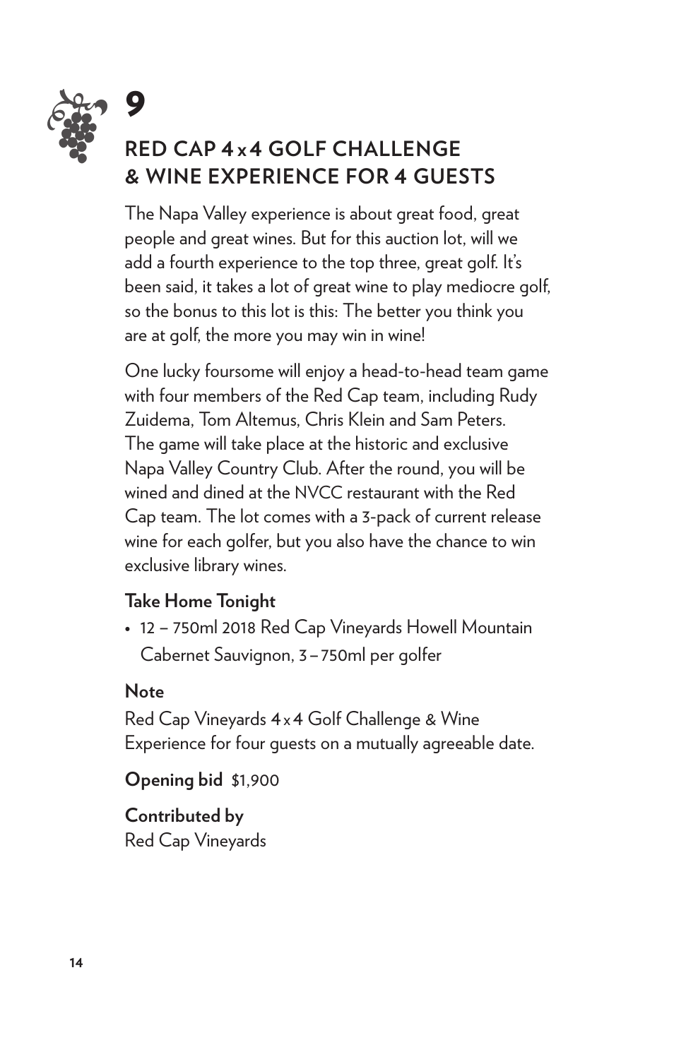# 9

## RED CAP 4 x 4 GOLF CHALLENGE & WINE EXPERIENCE FOR 4 GUESTS

The Napa Valley experience is about great food, great people and great wines. But for this auction lot, will we add a fourth experience to the top three, great golf. It's been said, it takes a lot of great wine to play mediocre golf, so the bonus to this lot is this: The better you think you are at golf, the more you may win in wine!

One lucky foursome will enjoy a head-to-head team game with four members of the Red Cap team, including Rudy Zuidema, Tom Altemus, Chris Klein and Sam Peters. The game will take place at the historic and exclusive Napa Valley Country Club. After the round, you will be wined and dined at the NVCC restaurant with the Red Cap team. The lot comes with a 3-pack of current release wine for each golfer, but you also have the chance to win exclusive library wines.

**Take Home Tonight**

- 12 – 750ml 2018 Red Cap Vineyards Howell Mountain Cabernet Sauvignon, 3 – 750ml per golfer

**Note**

Red Cap Vineyards 4 x 4 Golf Challenge & Wine Experience for four guests on a mutually agreeable date.

**Opening bid** $1,900

**Contributed by**
Red Cap Vineyards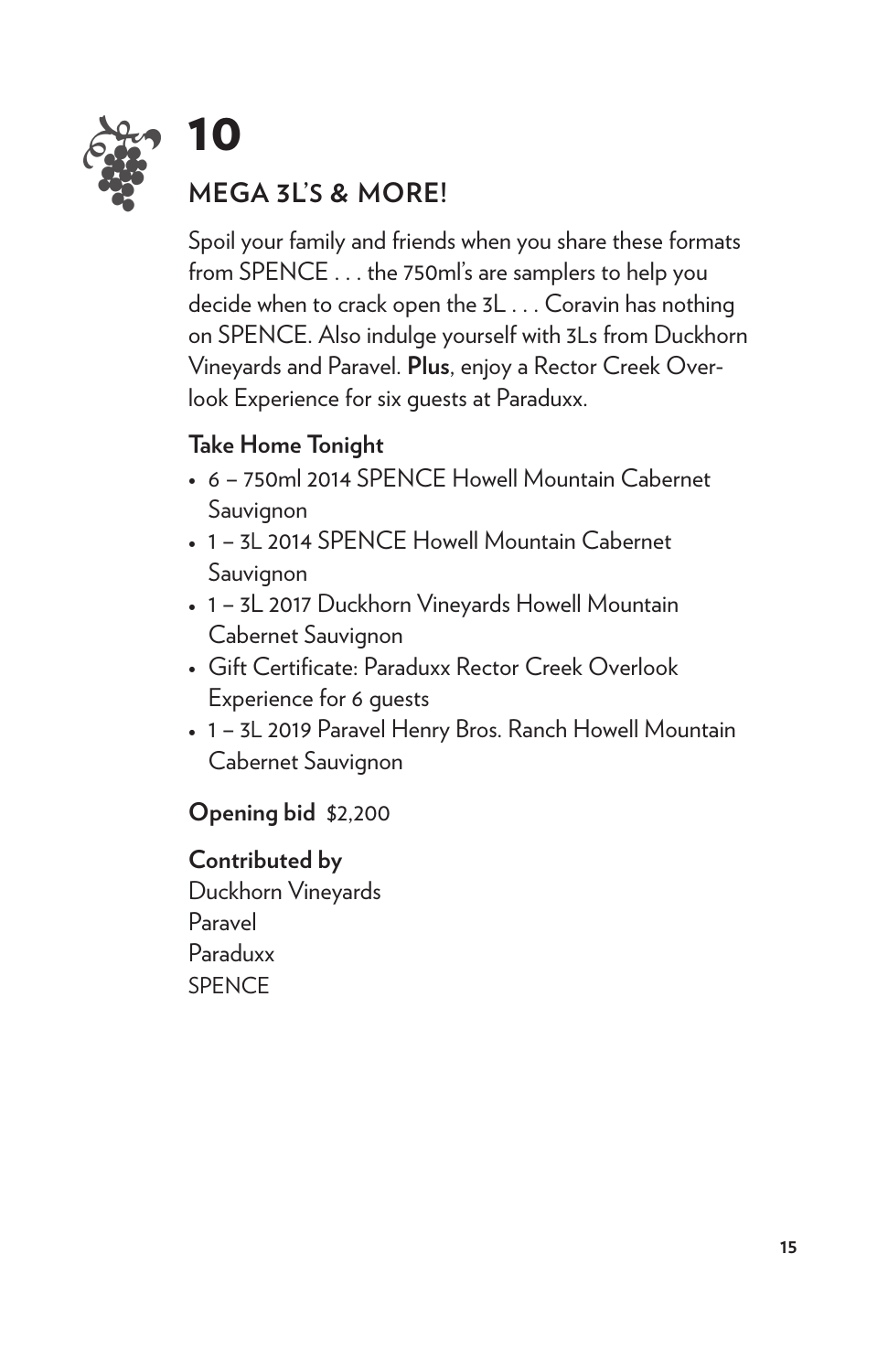# 10

## MEGA 3L'S & MORE!

Spoil your family and friends when you share these formats from SPENCE . . . the 750ml's are samplers to help you decide when to crack open the 3L . . . Coravin has nothing on SPENCE. Also indulge yourself with 3Ls from Duckhorn Vineyards and Paravel. **Plus**, enjoy a Rector Creek Overlook Experience for six guests at Paraduxx.

**Take Home Tonight**

- 6 – 750ml 2014 SPENCE Howell Mountain Cabernet Sauvignon
- 1 – 3L 2014 SPENCE Howell Mountain Cabernet Sauvignon
- 1 – 3L 2017 Duckhorn Vineyards Howell Mountain Cabernet Sauvignon
- Gift Certificate: Paraduxx Rector Creek Overlook Experience for 6 guests
- 1 – 3L 2019 Paravel Henry Bros. Ranch Howell Mountain Cabernet Sauvignon

**Opening bid** $2,200

**Contributed by**
Duckhorn Vineyards
Paravel
Paraduxx
SPENCE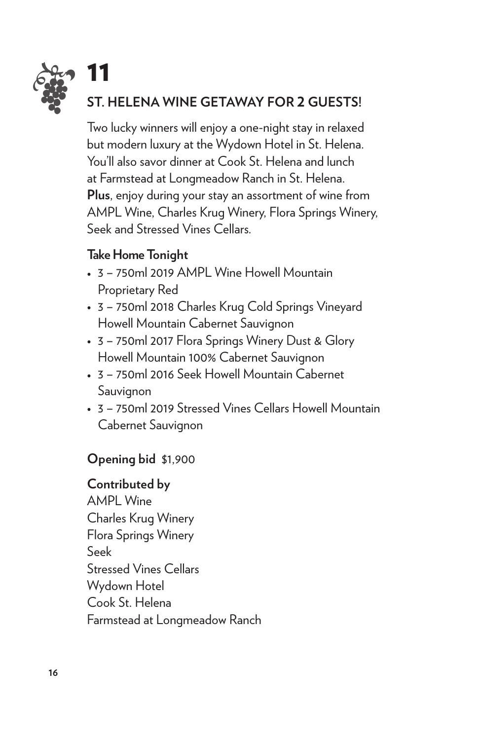# 11

## ST. HELENA WINE GETAWAY FOR 2 GUESTS!

Two lucky winners will enjoy a one-night stay in relaxed but modern luxury at the Wydown Hotel in St. Helena. You'll also savor dinner at Cook St. Helena and lunch at Farmstead at Longmeadow Ranch in St. Helena. **Plus**, enjoy during your stay an assortment of wine from AMPL Wine, Charles Krug Winery, Flora Springs Winery, Seek and Stressed Vines Cellars.

**Take Home Tonight**

- 3 – 750ml 2019 AMPL Wine Howell Mountain Proprietary Red
- 3 – 750ml 2018 Charles Krug Cold Springs Vineyard Howell Mountain Cabernet Sauvignon
- 3 – 750ml 2017 Flora Springs Winery Dust & Glory Howell Mountain 100% Cabernet Sauvignon
- 3 – 750ml 2016 Seek Howell Mountain Cabernet Sauvignon
- 3 – 750ml 2019 Stressed Vines Cellars Howell Mountain Cabernet Sauvignon

**Opening bid** $1,900

**Contributed by**
AMPL Wine
Charles Krug Winery
Flora Springs Winery
Seek
Stressed Vines Cellars
Wydown Hotel
Cook St. Helena
Farmstead at Longmeadow Ranch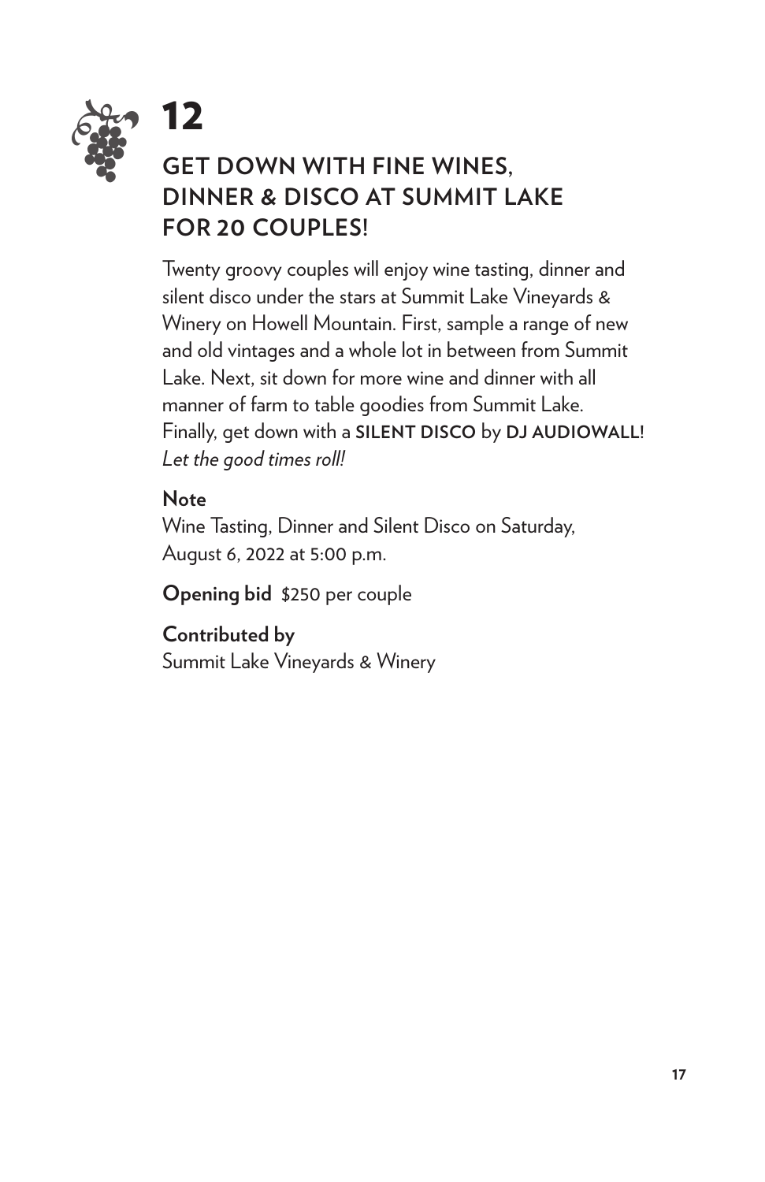# 12

## GET DOWN WITH FINE WINES, DINNER & DISCO AT SUMMIT LAKE FOR 20 COUPLES!

Twenty groovy couples will enjoy wine tasting, dinner and silent disco under the stars at Summit Lake Vineyards & Winery on Howell Mountain. First, sample a range of new and old vintages and a whole lot in between from Summit Lake. Next, sit down for more wine and dinner with all manner of farm to table goodies from Summit Lake. Finally, get down with a **SILENT DISCO** by **DJ AUDIOWALL**! *Let the good times roll!*

**Note**
Wine Tasting, Dinner and Silent Disco on Saturday, August 6, 2022 at 5:00 p.m.

**Opening bid** $250 per couple

**Contributed by**
Summit Lake Vineyards & Winery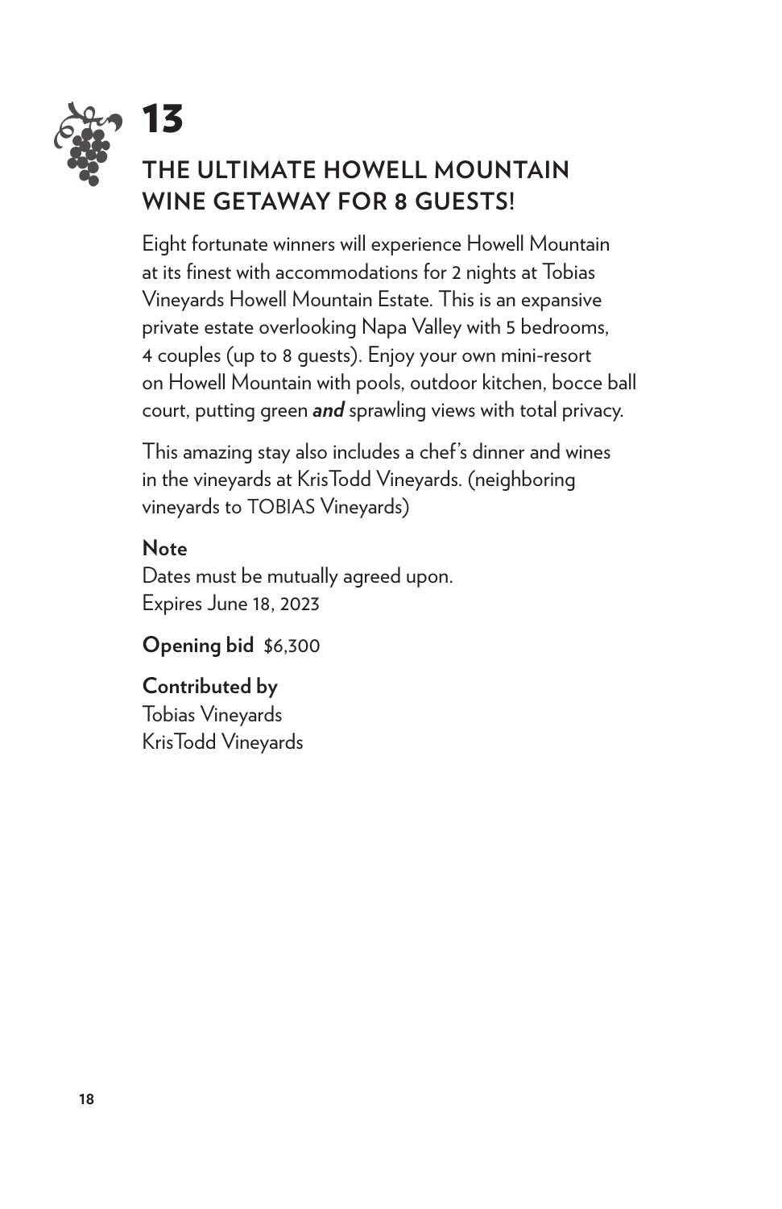# 13

## THE ULTIMATE HOWELL MOUNTAIN WINE GETAWAY FOR 8 GUESTS!

Eight fortunate winners will experience Howell Mountain at its finest with accommodations for 2 nights at Tobias Vineyards Howell Mountain Estate. This is an expansive private estate overlooking Napa Valley with 5 bedrooms, 4 couples (up to 8 guests). Enjoy your own mini-resort on Howell Mountain with pools, outdoor kitchen, bocce ball court, putting green ***and*** sprawling views with total privacy.

This amazing stay also includes a chef's dinner and wines in the vineyards at KrisTodd Vineyards. (neighboring vineyards to TOBIAS Vineyards)

**Note**
Dates must be mutually agreed upon.
Expires June 18, 2023

**Opening bid** $6,300

**Contributed by**
Tobias Vineyards
KrisTodd Vineyards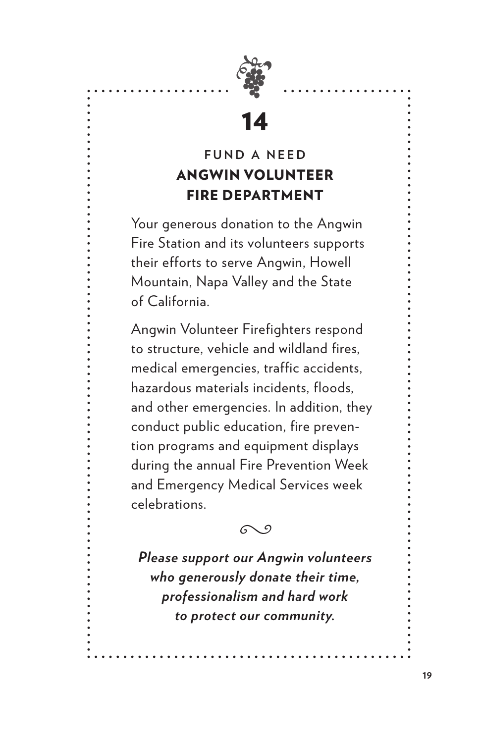# 14

## FUND A NEED
## ANGWIN VOLUNTEER FIRE DEPARTMENT

Your generous donation to the Angwin Fire Station and its volunteers supports their efforts to serve Angwin, Howell Mountain, Napa Valley and the State of California.

Angwin Volunteer Firefighters respond to structure, vehicle and wildland fires, medical emergencies, traffic accidents, hazardous materials incidents, floods, and other emergencies. In addition, they conduct public education, fire prevention programs and equipment displays during the annual Fire Prevention Week and Emergency Medical Services week celebrations.

***Please support our Angwin volunteers who generously donate their time, professionalism and hard work to protect our community.***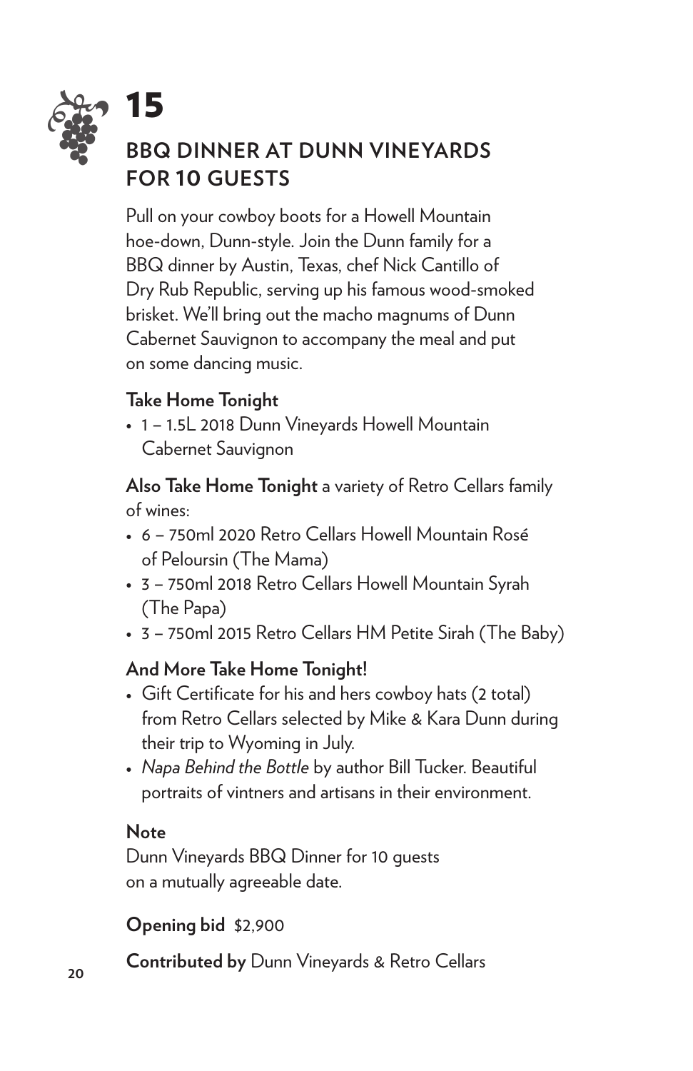# 15

## BBQ DINNER AT DUNN VINEYARDS FOR 10 GUESTS

Pull on your cowboy boots for a Howell Mountain hoe-down, Dunn-style. Join the Dunn family for a BBQ dinner by Austin, Texas, chef Nick Cantillo of Dry Rub Republic, serving up his famous wood-smoked brisket. We'll bring out the macho magnums of Dunn Cabernet Sauvignon to accompany the meal and put on some dancing music.

### Take Home Tonight

- 1 – 1.5L 2018 Dunn Vineyards Howell Mountain Cabernet Sauvignon

**Also Take Home Tonight** a variety of Retro Cellars family of wines:

- 6 – 750ml 2020 Retro Cellars Howell Mountain Rosé of Peloursin (The Mama)
- 3 – 750ml 2018 Retro Cellars Howell Mountain Syrah (The Papa)
- 3 – 750ml 2015 Retro Cellars HM Petite Sirah (The Baby)

### And More Take Home Tonight!

- Gift Certificate for his and hers cowboy hats (2 total) from Retro Cellars selected by Mike & Kara Dunn during their trip to Wyoming in July.
- *Napa Behind the Bottle* by author Bill Tucker. Beautiful portraits of vintners and artisans in their environment.

### Note

Dunn Vineyards BBQ Dinner for 10 guests on a mutually agreeable date.

**Opening bid** $2,900

**Contributed by** Dunn Vineyards & Retro Cellars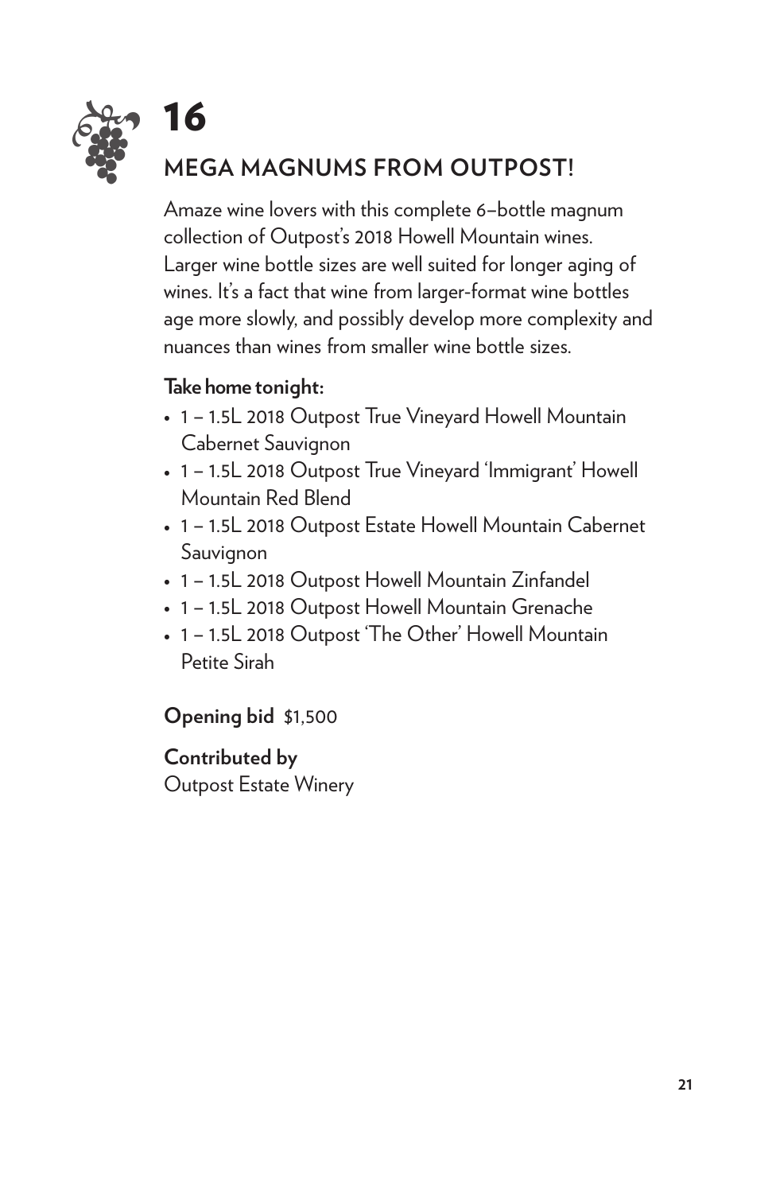# 16

## MEGA MAGNUMS FROM OUTPOST!

Amaze wine lovers with this complete 6–bottle magnum collection of Outpost's 2018 Howell Mountain wines. Larger wine bottle sizes are well suited for longer aging of wines. It's a fact that wine from larger-format wine bottles age more slowly, and possibly develop more complexity and nuances than wines from smaller wine bottle sizes.

**Take home tonight:**

- 1 – 1.5L 2018 Outpost True Vineyard Howell Mountain Cabernet Sauvignon
- 1 – 1.5L 2018 Outpost True Vineyard 'Immigrant' Howell Mountain Red Blend
- 1 – 1.5L 2018 Outpost Estate Howell Mountain Cabernet Sauvignon
- 1 – 1.5L 2018 Outpost Howell Mountain Zinfandel
- 1 – 1.5L 2018 Outpost Howell Mountain Grenache
- 1 – 1.5L 2018 Outpost 'The Other' Howell Mountain Petite Sirah

**Opening bid** $1,500

**Contributed by**
Outpost Estate Winery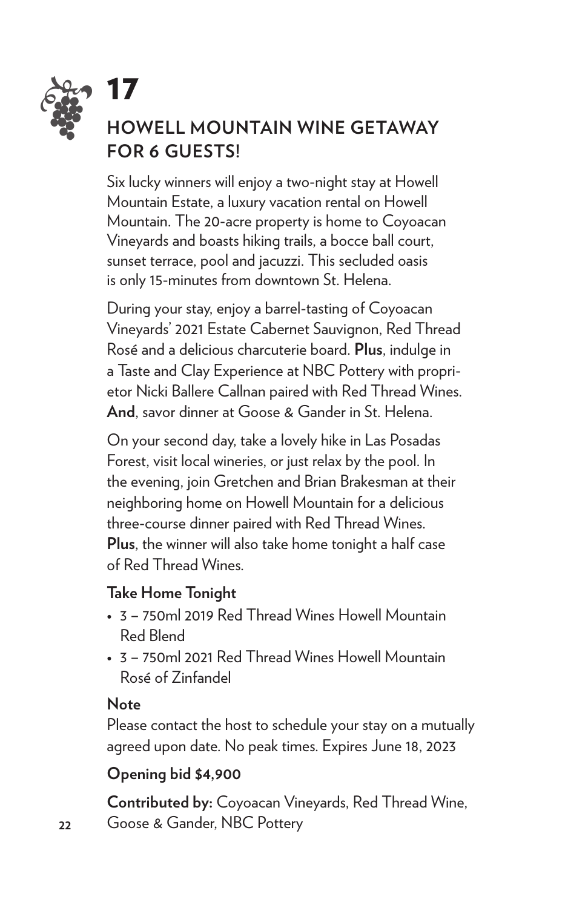# 17

## HOWELL MOUNTAIN WINE GETAWAY FOR 6 GUESTS!

Six lucky winners will enjoy a two-night stay at Howell Mountain Estate, a luxury vacation rental on Howell Mountain. The 20-acre property is home to Coyoacan Vineyards and boasts hiking trails, a bocce ball court, sunset terrace, pool and jacuzzi. This secluded oasis is only 15-minutes from downtown St. Helena.

During your stay, enjoy a barrel-tasting of Coyoacan Vineyards' 2021 Estate Cabernet Sauvignon, Red Thread Rosé and a delicious charcuterie board. **Plus**, indulge in a Taste and Clay Experience at NBC Pottery with proprietor Nicki Ballere Callnan paired with Red Thread Wines. **And**, savor dinner at Goose & Gander in St. Helena.

On your second day, take a lovely hike in Las Posadas Forest, visit local wineries, or just relax by the pool. In the evening, join Gretchen and Brian Brakesman at their neighboring home on Howell Mountain for a delicious three-course dinner paired with Red Thread Wines. **Plus**, the winner will also take home tonight a half case of Red Thread Wines.

**Take Home Tonight**

- 3 – 750ml 2019 Red Thread Wines Howell Mountain Red Blend
- 3 – 750ml 2021 Red Thread Wines Howell Mountain Rosé of Zinfandel

**Note**

Please contact the host to schedule your stay on a mutually agreed upon date. No peak times. Expires June 18, 2023

**Opening bid $4,900**

**Contributed by:** Coyoacan Vineyards, Red Thread Wine, Goose & Gander, NBC Pottery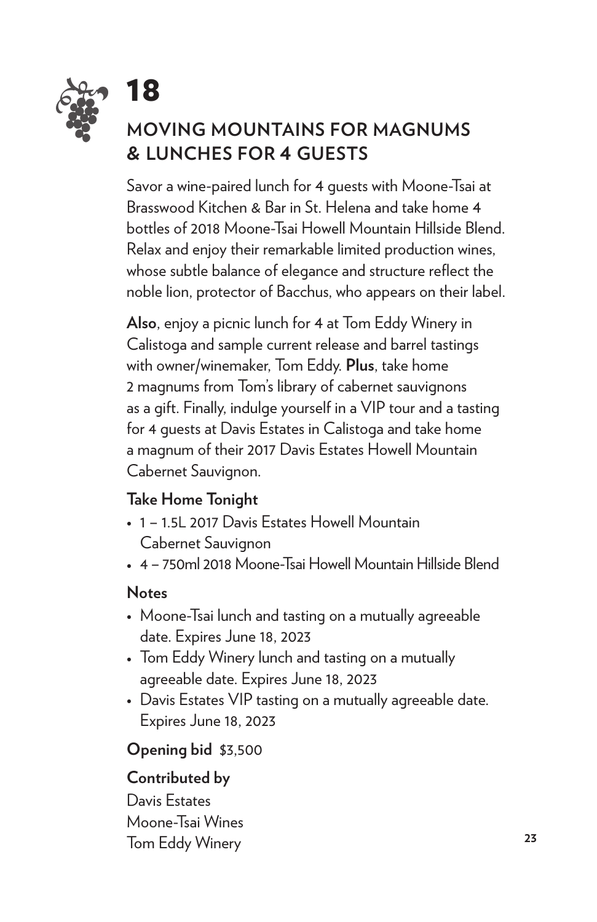# 18

## MOVING MOUNTAINS FOR MAGNUMS & LUNCHES FOR 4 GUESTS

Savor a wine-paired lunch for 4 guests with Moone-Tsai at Brasswood Kitchen & Bar in St. Helena and take home 4 bottles of 2018 Moone-Tsai Howell Mountain Hillside Blend. Relax and enjoy their remarkable limited production wines, whose subtle balance of elegance and structure reflect the noble lion, protector of Bacchus, who appears on their label.

**Also**, enjoy a picnic lunch for 4 at Tom Eddy Winery in Calistoga and sample current release and barrel tastings with owner/winemaker, Tom Eddy. **Plus**, take home 2 magnums from Tom's library of cabernet sauvignons as a gift. Finally, indulge yourself in a VIP tour and a tasting for 4 guests at Davis Estates in Calistoga and take home a magnum of their 2017 Davis Estates Howell Mountain Cabernet Sauvignon.

**Take Home Tonight**

- 1 – 1.5L 2017 Davis Estates Howell Mountain Cabernet Sauvignon
- 4 – 750ml 2018 Moone-Tsai Howell Mountain Hillside Blend

**Notes**

- Moone-Tsai lunch and tasting on a mutually agreeable date. Expires June 18, 2023
- Tom Eddy Winery lunch and tasting on a mutually agreeable date. Expires June 18, 2023
- Davis Estates VIP tasting on a mutually agreeable date. Expires June 18, 2023

**Opening bid** $3,500

**Contributed by**

Davis Estates
Moone-Tsai Wines
Tom Eddy Winery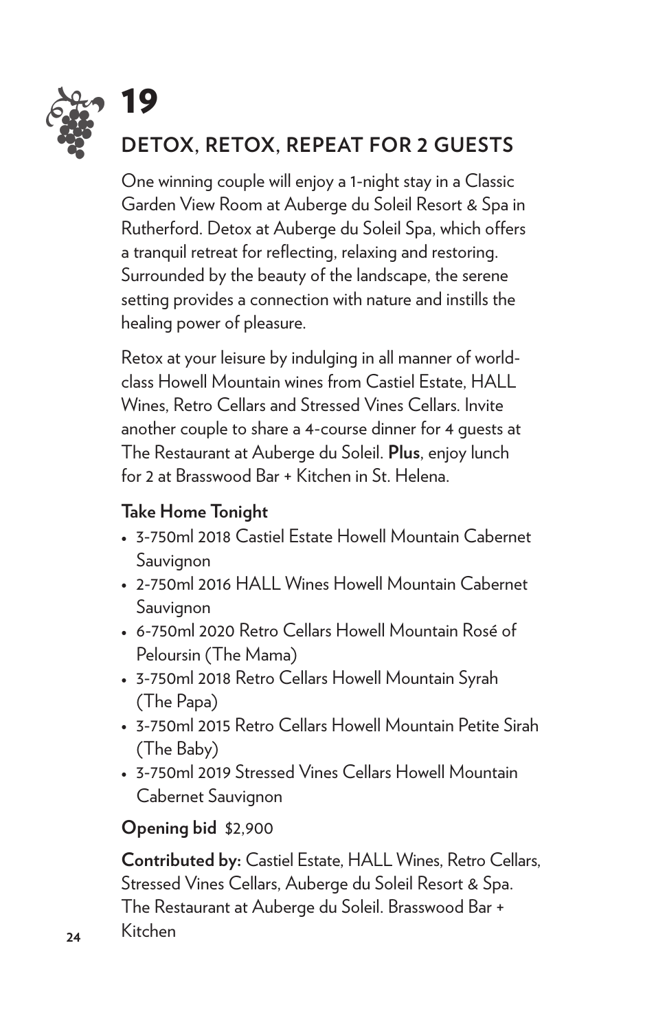# 19

## DETOX, RETOX, REPEAT FOR 2 GUESTS

One winning couple will enjoy a 1-night stay in a Classic Garden View Room at Auberge du Soleil Resort & Spa in Rutherford. Detox at Auberge du Soleil Spa, which offers a tranquil retreat for reflecting, relaxing and restoring. Surrounded by the beauty of the landscape, the serene setting provides a connection with nature and instills the healing power of pleasure.

Retox at your leisure by indulging in all manner of world-class Howell Mountain wines from Castiel Estate, HALL Wines, Retro Cellars and Stressed Vines Cellars. Invite another couple to share a 4-course dinner for 4 guests at The Restaurant at Auberge du Soleil. **Plus**, enjoy lunch for 2 at Brasswood Bar + Kitchen in St. Helena.

**Take Home Tonight**

- 3-750ml 2018 Castiel Estate Howell Mountain Cabernet Sauvignon
- 2-750ml 2016 HALL Wines Howell Mountain Cabernet Sauvignon
- 6-750ml 2020 Retro Cellars Howell Mountain Rosé of Peloursin (The Mama)
- 3-750ml 2018 Retro Cellars Howell Mountain Syrah (The Papa)
- 3-750ml 2015 Retro Cellars Howell Mountain Petite Sirah (The Baby)
- 3-750ml 2019 Stressed Vines Cellars Howell Mountain Cabernet Sauvignon

**Opening bid** $2,900

**Contributed by:** Castiel Estate, HALL Wines, Retro Cellars, Stressed Vines Cellars, Auberge du Soleil Resort & Spa. The Restaurant at Auberge du Soleil. Brasswood Bar + Kitchen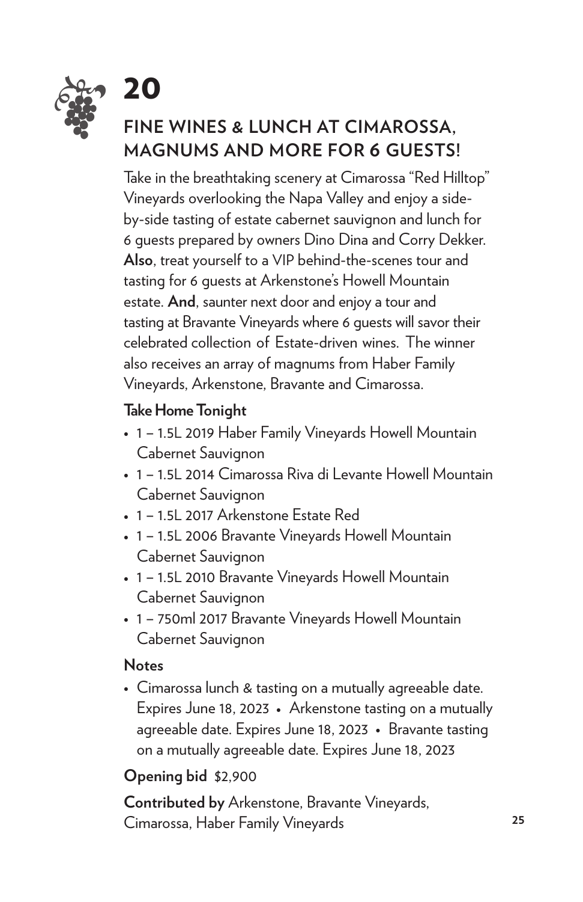# 20

## FINE WINES & LUNCH AT CIMAROSSA, MAGNUMS AND MORE FOR 6 GUESTS!

Take in the breathtaking scenery at Cimarossa "Red Hilltop" Vineyards overlooking the Napa Valley and enjoy a side-by-side tasting of estate cabernet sauvignon and lunch for 6 guests prepared by owners Dino Dina and Corry Dekker. **Also**, treat yourself to a VIP behind-the-scenes tour and tasting for 6 guests at Arkenstone's Howell Mountain estate. **And**, saunter next door and enjoy a tour and tasting at Bravante Vineyards where 6 guests will savor their celebrated collection of Estate-driven wines. The winner also receives an array of magnums from Haber Family Vineyards, Arkenstone, Bravante and Cimarossa.

### Take Home Tonight

- 1 – 1.5L 2019 Haber Family Vineyards Howell Mountain Cabernet Sauvignon
- 1 – 1.5L 2014 Cimarossa Riva di Levante Howell Mountain Cabernet Sauvignon
- 1 – 1.5L 2017 Arkenstone Estate Red
- 1 – 1.5L 2006 Bravante Vineyards Howell Mountain Cabernet Sauvignon
- 1 – 1.5L 2010 Bravante Vineyards Howell Mountain Cabernet Sauvignon
- 1 – 750ml 2017 Bravante Vineyards Howell Mountain Cabernet Sauvignon

### Notes

- Cimarossa lunch & tasting on a mutually agreeable date. Expires June 18, 2023 • Arkenstone tasting on a mutually agreeable date. Expires June 18, 2023 • Bravante tasting on a mutually agreeable date. Expires June 18, 2023

**Opening bid** $2,900

**Contributed by** Arkenstone, Bravante Vineyards, Cimarossa, Haber Family Vineyards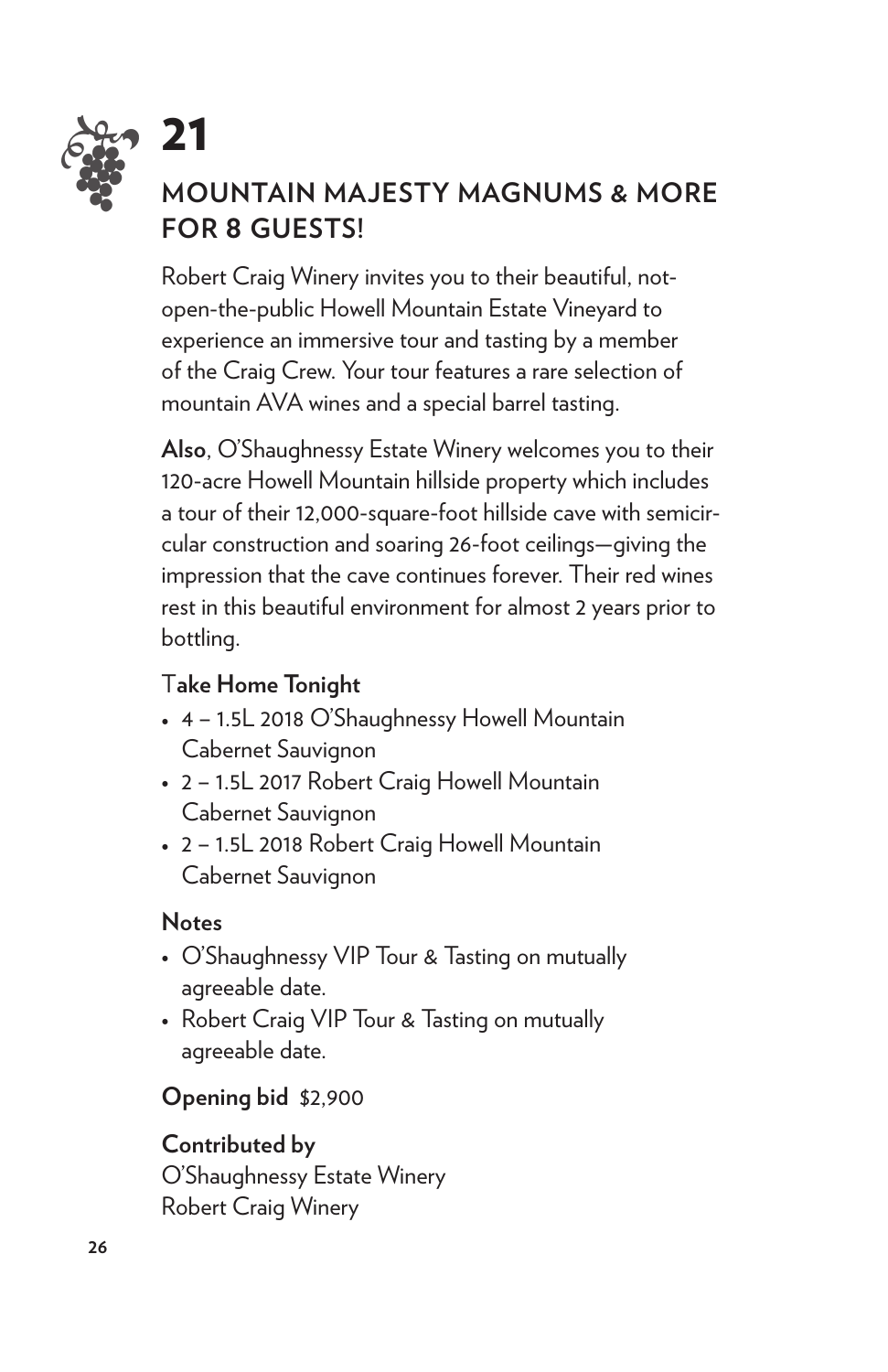# 21

## MOUNTAIN MAJESTY MAGNUMS & MORE FOR 8 GUESTS!

Robert Craig Winery invites you to their beautiful, not-open-the-public Howell Mountain Estate Vineyard to experience an immersive tour and tasting by a member of the Craig Crew. Your tour features a rare selection of mountain AVA wines and a special barrel tasting.

**Also**, O'Shaughnessy Estate Winery welcomes you to their 120-acre Howell Mountain hillside property which includes a tour of their 12,000-square-foot hillside cave with semicircular construction and soaring 26-foot ceilings—giving the impression that the cave continues forever. Their red wines rest in this beautiful environment for almost 2 years prior to bottling.

### Take Home Tonight

- 4 – 1.5L 2018 O'Shaughnessy Howell Mountain Cabernet Sauvignon
- 2 – 1.5L 2017 Robert Craig Howell Mountain Cabernet Sauvignon
- 2 – 1.5L 2018 Robert Craig Howell Mountain Cabernet Sauvignon

### Notes

- O'Shaughnessy VIP Tour & Tasting on mutually agreeable date.
- Robert Craig VIP Tour & Tasting on mutually agreeable date.

**Opening bid** $2,900

**Contributed by**
O'Shaughnessy Estate Winery
Robert Craig Winery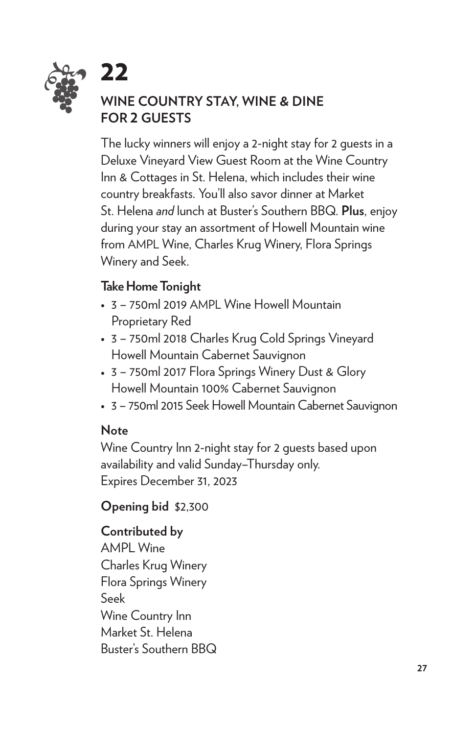# 22

## WINE COUNTRY STAY, WINE & DINE FOR 2 GUESTS

The lucky winners will enjoy a 2-night stay for 2 guests in a Deluxe Vineyard View Guest Room at the Wine Country Inn & Cottages in St. Helena, which includes their wine country breakfasts. You'll also savor dinner at Market St. Helena *and* lunch at Buster's Southern BBQ. **Plus**, enjoy during your stay an assortment of Howell Mountain wine from AMPL Wine, Charles Krug Winery, Flora Springs Winery and Seek.

### Take Home Tonight

- 3 – 750ml 2019 AMPL Wine Howell Mountain Proprietary Red
- 3 – 750ml 2018 Charles Krug Cold Springs Vineyard Howell Mountain Cabernet Sauvignon
- 3 – 750ml 2017 Flora Springs Winery Dust & Glory Howell Mountain 100% Cabernet Sauvignon
- 3 – 750ml 2015 Seek Howell Mountain Cabernet Sauvignon

### Note

Wine Country Inn 2-night stay for 2 guests based upon availability and valid Sunday–Thursday only.
Expires December 31, 2023

**Opening bid** $2,300

**Contributed by**
AMPL Wine
Charles Krug Winery
Flora Springs Winery
Seek
Wine Country Inn
Market St. Helena
Buster's Southern BBQ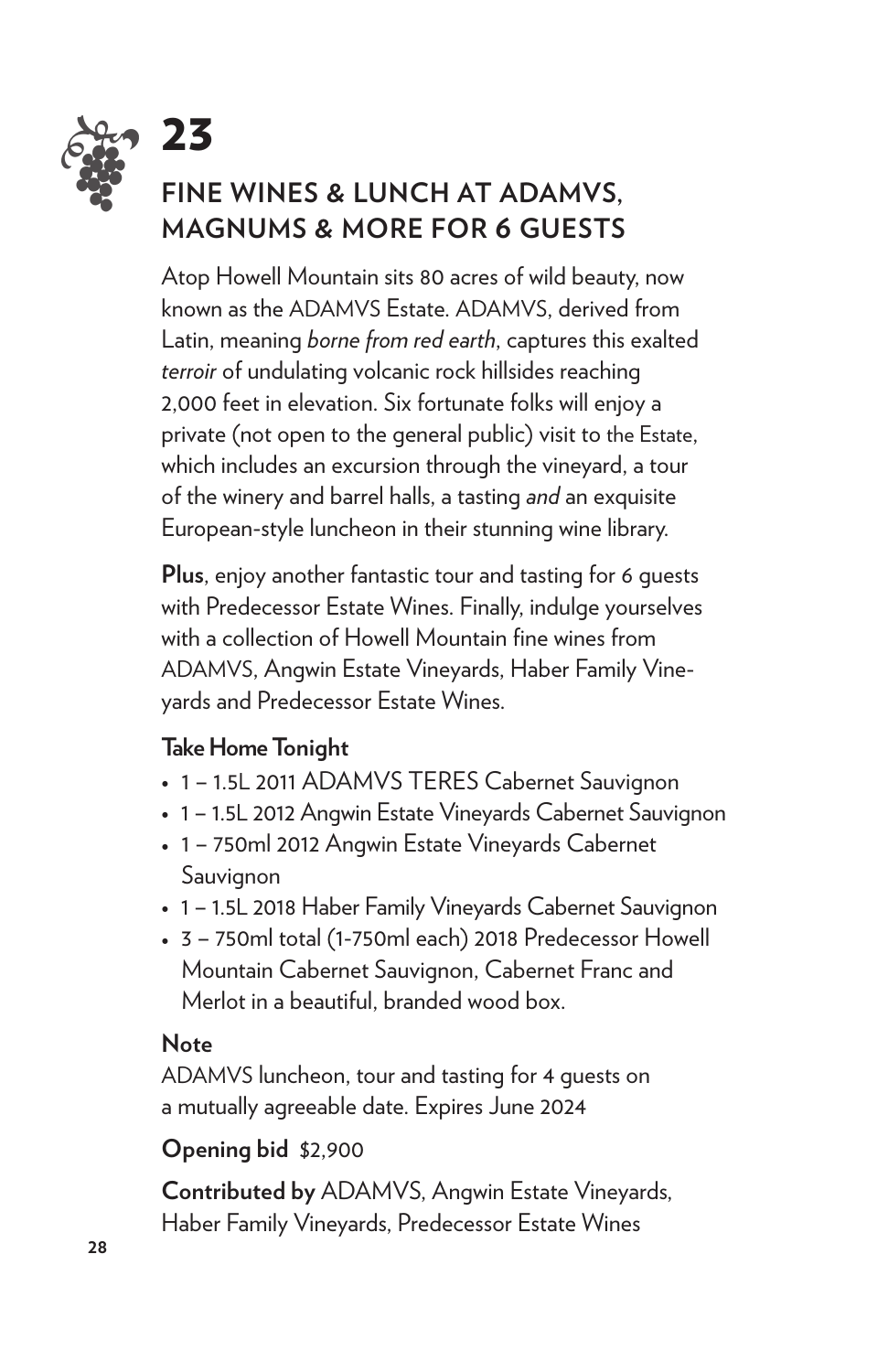# 23

## FINE WINES & LUNCH AT ADAMVS, MAGNUMS & MORE FOR 6 GUESTS

Atop Howell Mountain sits 80 acres of wild beauty, now known as the ADAMVS Estate. ADAMVS, derived from Latin, meaning *borne from red earth*, captures this exalted *terroir* of undulating volcanic rock hillsides reaching 2,000 feet in elevation. Six fortunate folks will enjoy a private (not open to the general public) visit to the Estate, which includes an excursion through the vineyard, a tour of the winery and barrel halls, a tasting *and* an exquisite European-style luncheon in their stunning wine library.

**Plus**, enjoy another fantastic tour and tasting for 6 guests with Predecessor Estate Wines. Finally, indulge yourselves with a collection of Howell Mountain fine wines from ADAMVS, Angwin Estate Vineyards, Haber Family Vineyards and Predecessor Estate Wines.

### Take Home Tonight

- 1 – 1.5L 2011 ADAMVS TERES Cabernet Sauvignon
- 1 – 1.5L 2012 Angwin Estate Vineyards Cabernet Sauvignon
- 1 – 750ml 2012 Angwin Estate Vineyards Cabernet Sauvignon
- 1 – 1.5L 2018 Haber Family Vineyards Cabernet Sauvignon
- 3 – 750ml total (1-750ml each) 2018 Predecessor Howell Mountain Cabernet Sauvignon, Cabernet Franc and Merlot in a beautiful, branded wood box.

### Note

ADAMVS luncheon, tour and tasting for 4 guests on a mutually agreeable date. Expires June 2024

**Opening bid** $2,900

**Contributed by** ADAMVS, Angwin Estate Vineyards, Haber Family Vineyards, Predecessor Estate Wines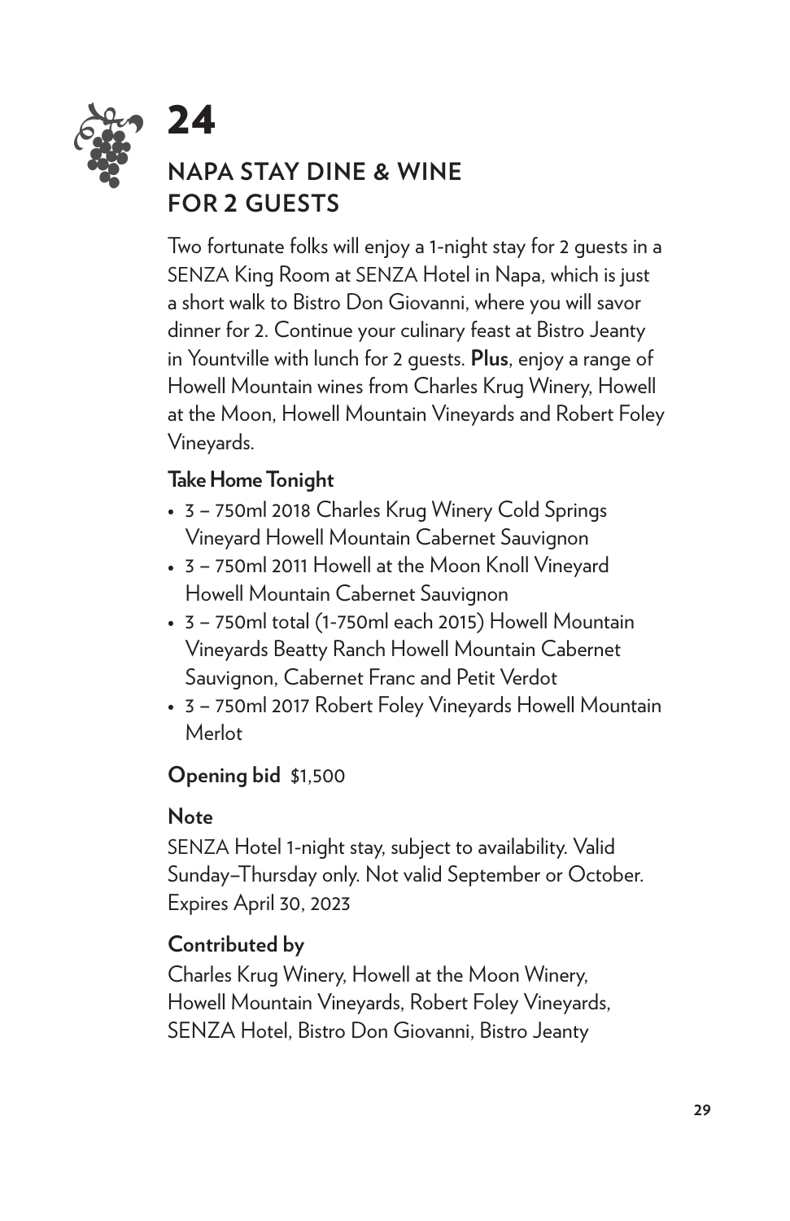# 24

## NAPA STAY DINE & WINE FOR 2 GUESTS

Two fortunate folks will enjoy a 1-night stay for 2 guests in a SENZA King Room at SENZA Hotel in Napa, which is just a short walk to Bistro Don Giovanni, where you will savor dinner for 2. Continue your culinary feast at Bistro Jeanty in Yountville with lunch for 2 guests. **Plus**, enjoy a range of Howell Mountain wines from Charles Krug Winery, Howell at the Moon, Howell Mountain Vineyards and Robert Foley Vineyards.

### Take Home Tonight

- 3 – 750ml 2018 Charles Krug Winery Cold Springs Vineyard Howell Mountain Cabernet Sauvignon
- 3 – 750ml 2011 Howell at the Moon Knoll Vineyard Howell Mountain Cabernet Sauvignon
- 3 – 750ml total (1-750ml each 2015) Howell Mountain Vineyards Beatty Ranch Howell Mountain Cabernet Sauvignon, Cabernet Franc and Petit Verdot
- 3 – 750ml 2017 Robert Foley Vineyards Howell Mountain Merlot

**Opening bid** $1,500

### Note

SENZA Hotel 1-night stay, subject to availability. Valid Sunday–Thursday only. Not valid September or October. Expires April 30, 2023

### Contributed by

Charles Krug Winery, Howell at the Moon Winery, Howell Mountain Vineyards, Robert Foley Vineyards, SENZA Hotel, Bistro Don Giovanni, Bistro Jeanty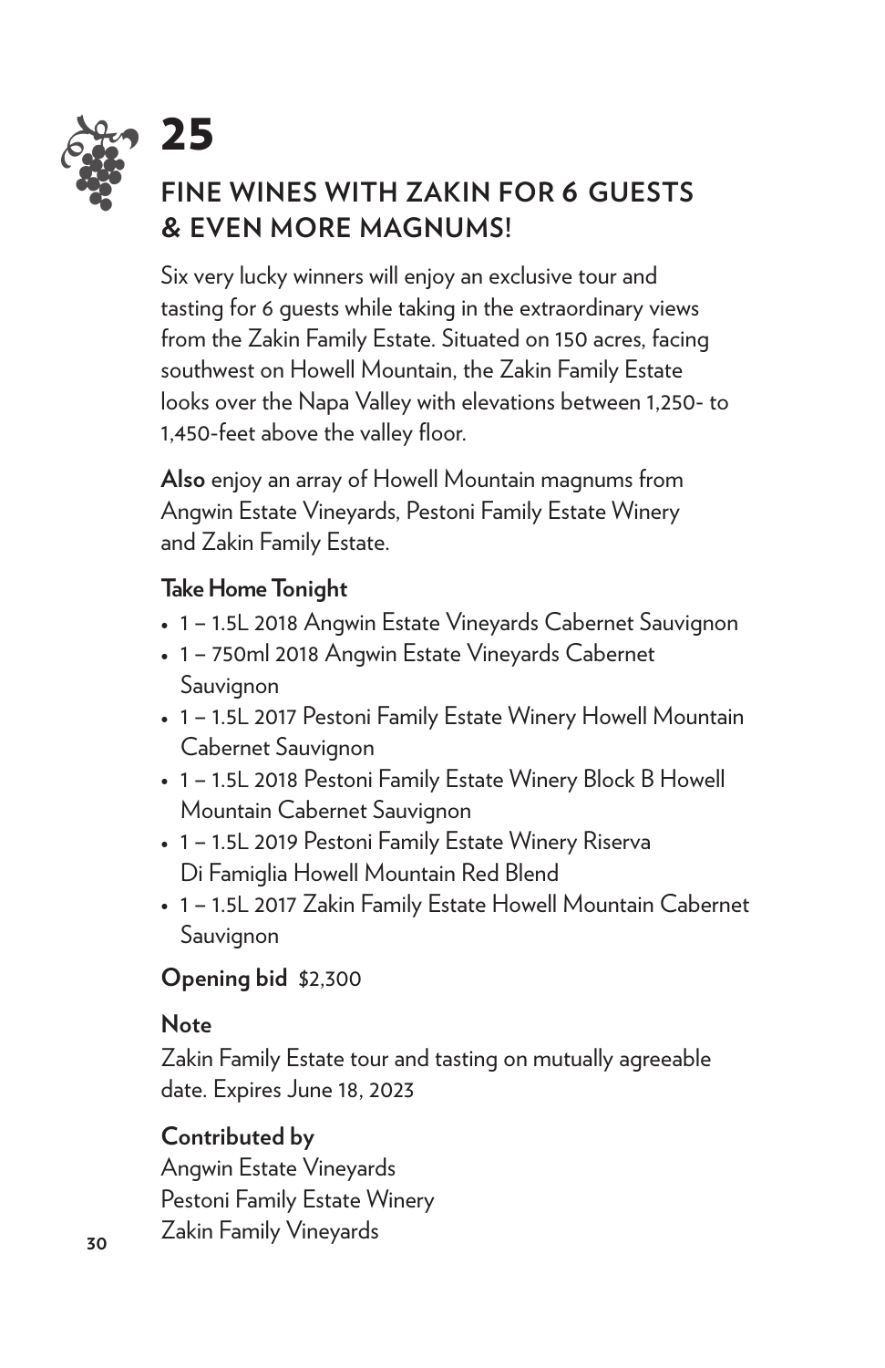# 25

## FINE WINES WITH ZAKIN FOR 6 GUESTS & EVEN MORE MAGNUMS!

Six very lucky winners will enjoy an exclusive tour and tasting for 6 guests while taking in the extraordinary views from the Zakin Family Estate. Situated on 150 acres, facing southwest on Howell Mountain, the Zakin Family Estate looks over the Napa Valley with elevations between 1,250- to 1,450-feet above the valley floor.

**Also** enjoy an array of Howell Mountain magnums from Angwin Estate Vineyards, Pestoni Family Estate Winery and Zakin Family Estate.

**Take Home Tonight**

- 1 – 1.5L 2018 Angwin Estate Vineyards Cabernet Sauvignon
- 1 – 750ml 2018 Angwin Estate Vineyards Cabernet Sauvignon
- 1 – 1.5L 2017 Pestoni Family Estate Winery Howell Mountain Cabernet Sauvignon
- 1 – 1.5L 2018 Pestoni Family Estate Winery Block B Howell Mountain Cabernet Sauvignon
- 1 – 1.5L 2019 Pestoni Family Estate Winery Riserva Di Famiglia Howell Mountain Red Blend
- 1 – 1.5L 2017 Zakin Family Estate Howell Mountain Cabernet Sauvignon

**Opening bid** $2,300

**Note**

Zakin Family Estate tour and tasting on mutually agreeable date. Expires June 18, 2023

**Contributed by**

Angwin Estate Vineyards
Pestoni Family Estate Winery
Zakin Family Vineyards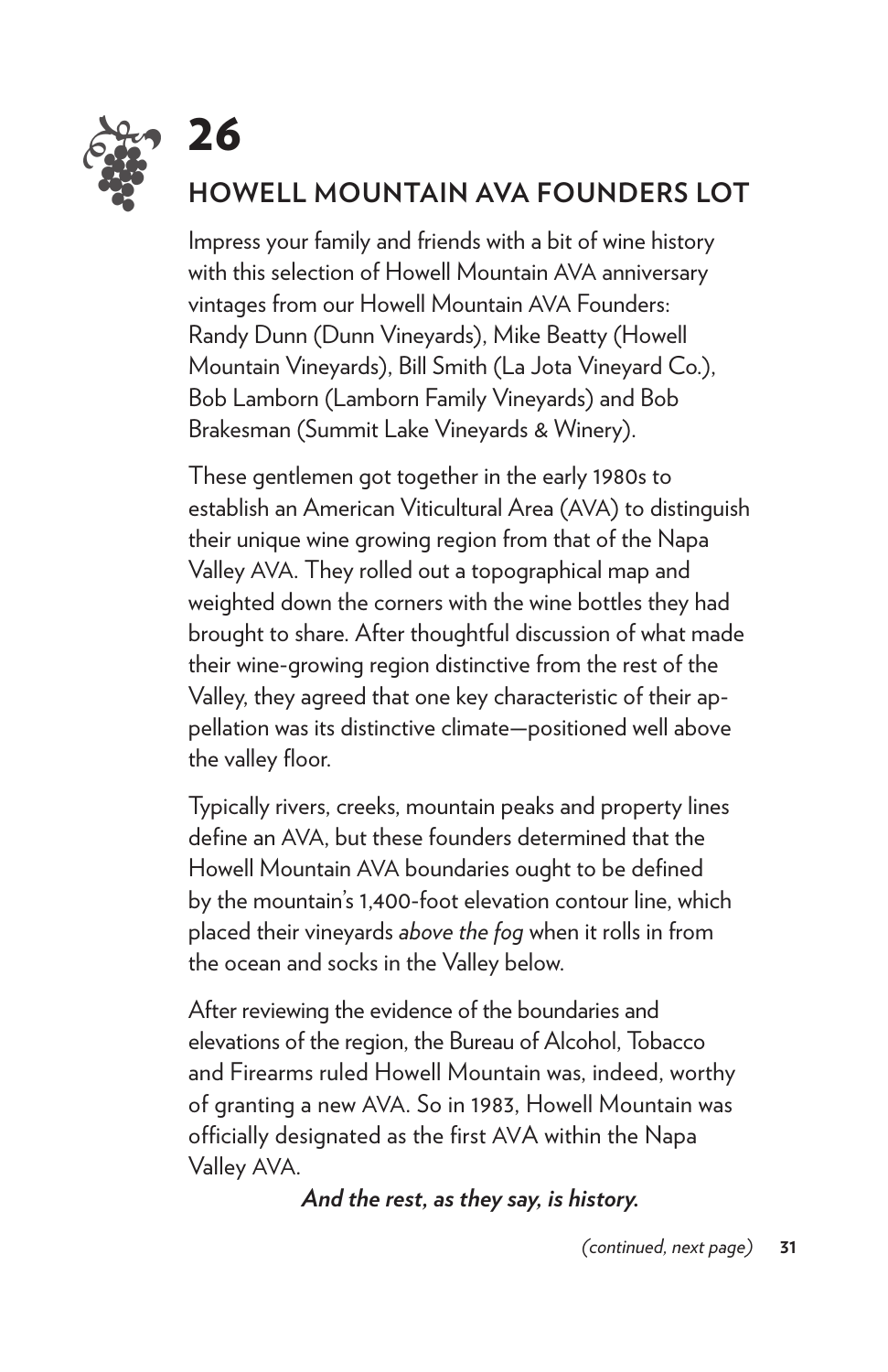# 26

## HOWELL MOUNTAIN AVA FOUNDERS LOT

Impress your family and friends with a bit of wine history with this selection of Howell Mountain AVA anniversary vintages from our Howell Mountain AVA Founders: Randy Dunn (Dunn Vineyards), Mike Beatty (Howell Mountain Vineyards), Bill Smith (La Jota Vineyard Co.), Bob Lamborn (Lamborn Family Vineyards) and Bob Brakesman (Summit Lake Vineyards & Winery).

These gentlemen got together in the early 1980s to establish an American Viticultural Area (AVA) to distinguish their unique wine growing region from that of the Napa Valley AVA. They rolled out a topographical map and weighted down the corners with the wine bottles they had brought to share. After thoughtful discussion of what made their wine-growing region distinctive from the rest of the Valley, they agreed that one key characteristic of their appellation was its distinctive climate—positioned well above the valley floor.

Typically rivers, creeks, mountain peaks and property lines define an AVA, but these founders determined that the Howell Mountain AVA boundaries ought to be defined by the mountain's 1,400-foot elevation contour line, which placed their vineyards *above the fog* when it rolls in from the ocean and socks in the Valley below.

After reviewing the evidence of the boundaries and elevations of the region, the Bureau of Alcohol, Tobacco and Firearms ruled Howell Mountain was, indeed, worthy of granting a new AVA. So in 1983, Howell Mountain was officially designated as the first AVA within the Napa Valley AVA.

***And the rest, as they say, is history.***

*(continued, next page)*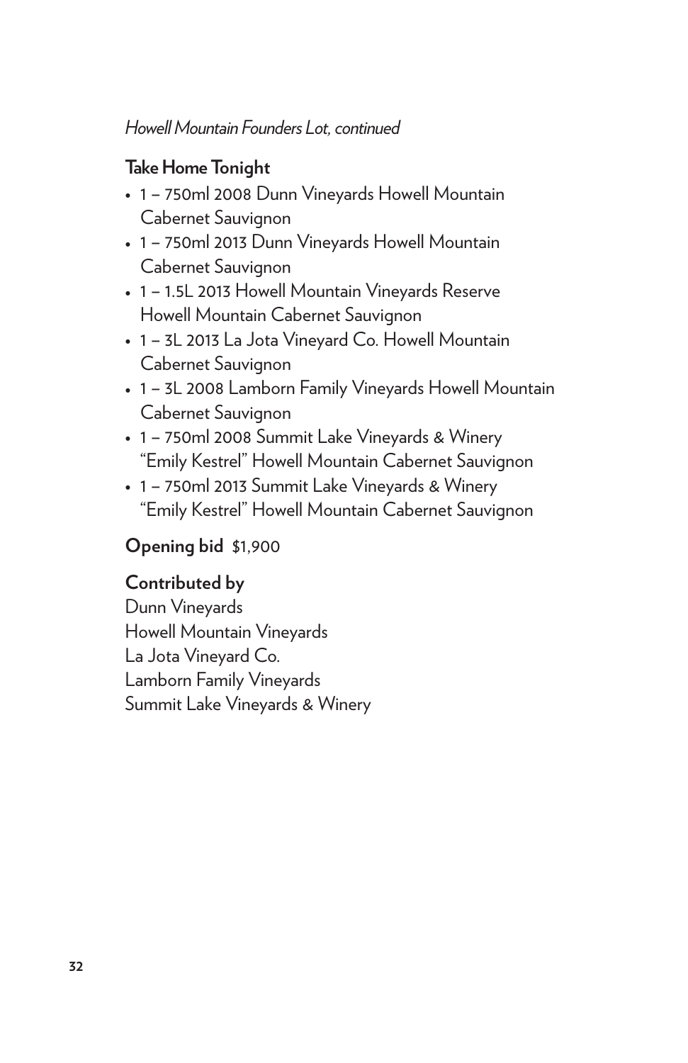*Howell Mountain Founders Lot, continued*

**Take Home Tonight**

- 1 – 750ml 2008 Dunn Vineyards Howell Mountain Cabernet Sauvignon
- 1 – 750ml 2013 Dunn Vineyards Howell Mountain Cabernet Sauvignon
- 1 – 1.5L 2013 Howell Mountain Vineyards Reserve Howell Mountain Cabernet Sauvignon
- 1 – 3L 2013 La Jota Vineyard Co. Howell Mountain Cabernet Sauvignon
- 1 – 3L 2008 Lamborn Family Vineyards Howell Mountain Cabernet Sauvignon
- 1 – 750ml 2008 Summit Lake Vineyards & Winery "Emily Kestrel" Howell Mountain Cabernet Sauvignon
- 1 – 750ml 2013 Summit Lake Vineyards & Winery "Emily Kestrel" Howell Mountain Cabernet Sauvignon

**Opening bid** $1,900

**Contributed by**
Dunn Vineyards
Howell Mountain Vineyards
La Jota Vineyard Co.
Lamborn Family Vineyards
Summit Lake Vineyards & Winery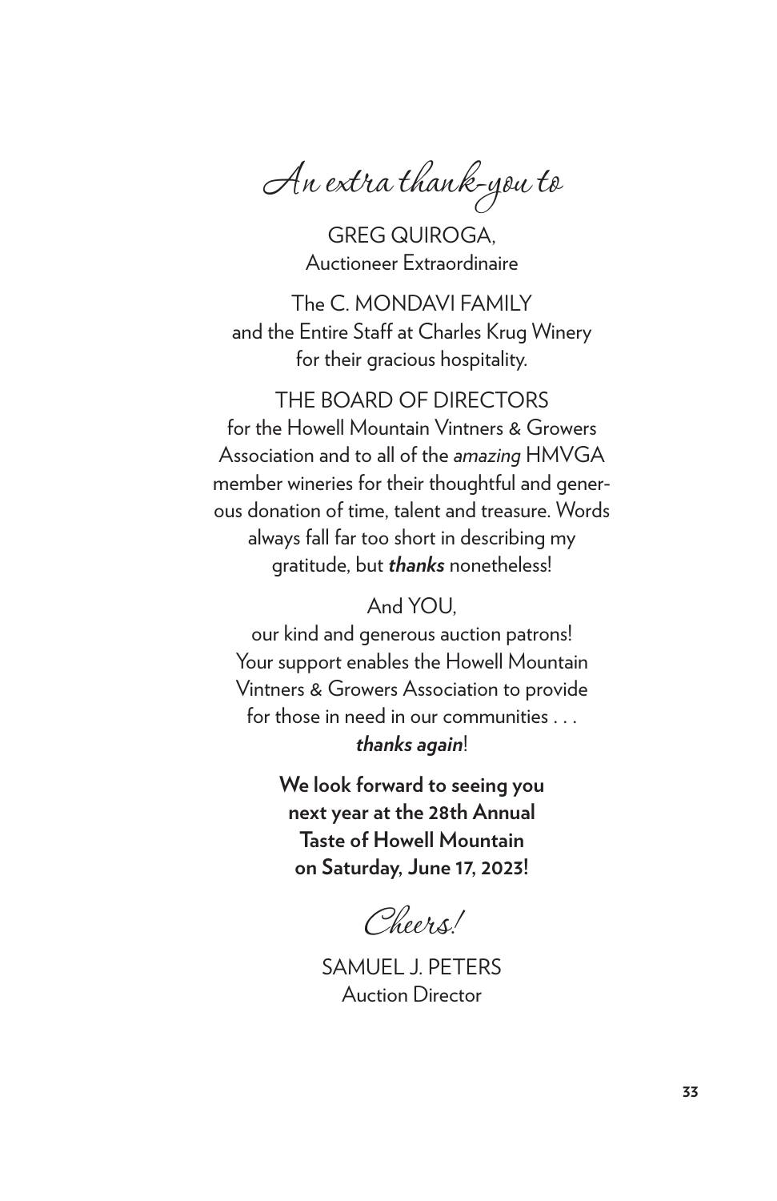# *An extra thank-you to*

GREG QUIROGA,
Auctioneer Extraordinaire

The C. MONDAVI FAMILY
and the Entire Staff at Charles Krug Winery
for their gracious hospitality.

THE BOARD OF DIRECTORS
for the Howell Mountain Vintners & Growers Association and to all of the *amazing* HMVGA member wineries for their thoughtful and generous donation of time, talent and treasure. Words always fall far too short in describing my gratitude, but ***thanks*** nonetheless!

And YOU,
our kind and generous auction patrons! Your support enables the Howell Mountain Vintners & Growers Association to provide for those in need in our communities . . .
***thanks again***!

**We look forward to seeing you next year at the 28th Annual Taste of Howell Mountain on Saturday, June 17, 2023!**

*Cheers!*

SAMUEL J. PETERS
Auction Director